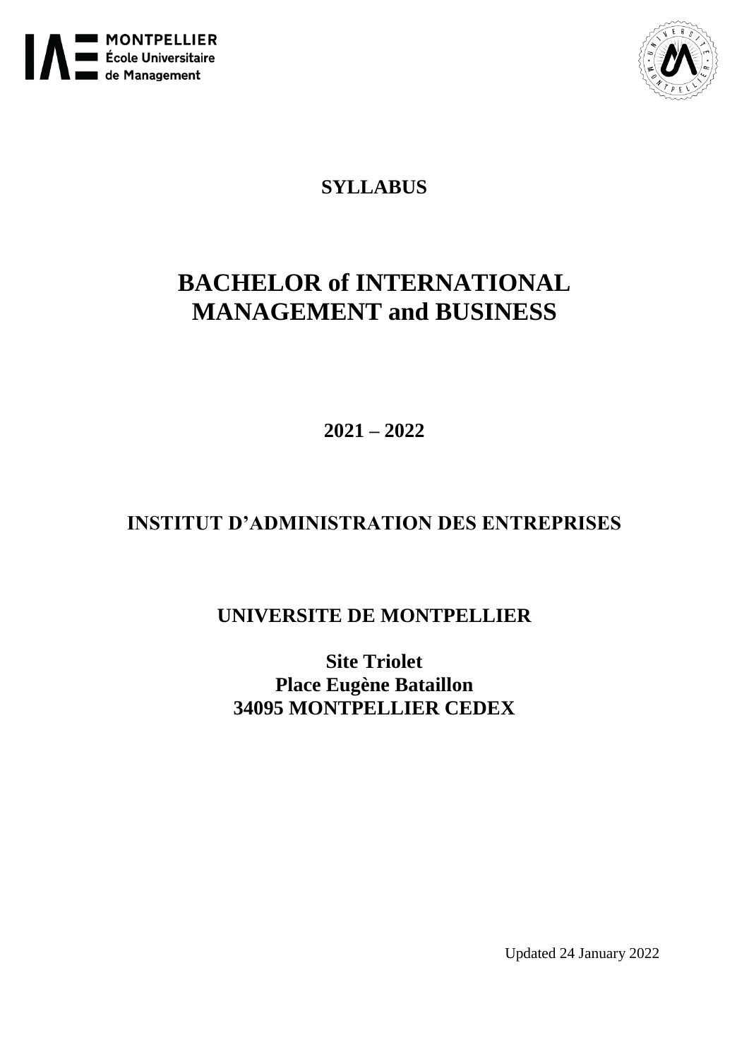MONTPELLIER
École Universitaire
de Management

**SYLLABUS**

# BACHELOR of INTERNATIONAL MANAGEMENT and BUSINESS

**2021 – 2022**

## INSTITUT D'ADMINISTRATION DES ENTREPRISES

## UNIVERSITE DE MONTPELLIER

**Site Triolet**
**Place Eugène Bataillon**
**34095 MONTPELLIER CEDEX**

Updated 24 January 2022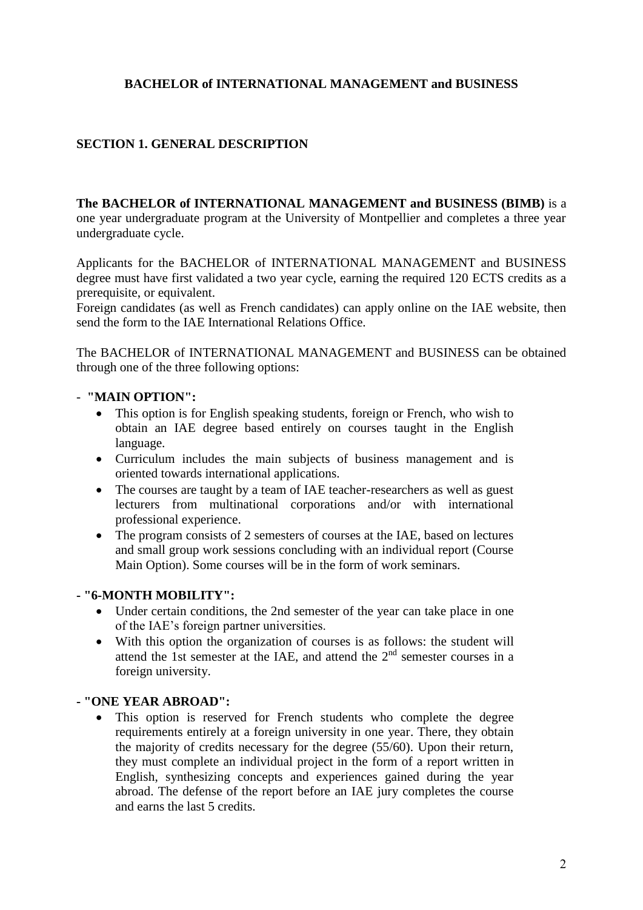# BACHELOR of INTERNATIONAL MANAGEMENT and BUSINESS

## SECTION 1. GENERAL DESCRIPTION

**The BACHELOR of INTERNATIONAL MANAGEMENT and BUSINESS (BIMB)** is a one year undergraduate program at the University of Montpellier and completes a three year undergraduate cycle.

Applicants for the BACHELOR of INTERNATIONAL MANAGEMENT and BUSINESS degree must have first validated a two year cycle, earning the required 120 ECTS credits as a prerequisite, or equivalent.

Foreign candidates (as well as French candidates) can apply online on the IAE website, then send the form to the IAE International Relations Office.

The BACHELOR of INTERNATIONAL MANAGEMENT and BUSINESS can be obtained through one of the three following options:

- **"MAIN OPTION":**
  - This option is for English speaking students, foreign or French, who wish to obtain an IAE degree based entirely on courses taught in the English language.
  - Curriculum includes the main subjects of business management and is oriented towards international applications.
  - The courses are taught by a team of IAE teacher-researchers as well as guest lecturers from multinational corporations and/or with international professional experience.
  - The program consists of 2 semesters of courses at the IAE, based on lectures and small group work sessions concluding with an individual report (Course Main Option). Some courses will be in the form of work seminars.

- **"6-MONTH MOBILITY":**
  - Under certain conditions, the 2nd semester of the year can take place in one of the IAE's foreign partner universities.
  - With this option the organization of courses is as follows: the student will attend the 1st semester at the IAE, and attend the 2nd semester courses in a foreign university.

- **"ONE YEAR ABROAD":**
  - This option is reserved for French students who complete the degree requirements entirely at a foreign university in one year. There, they obtain the majority of credits necessary for the degree (55/60). Upon their return, they must complete an individual project in the form of a report written in English, synthesizing concepts and experiences gained during the year abroad. The defense of the report before an IAE jury completes the course and earns the last 5 credits.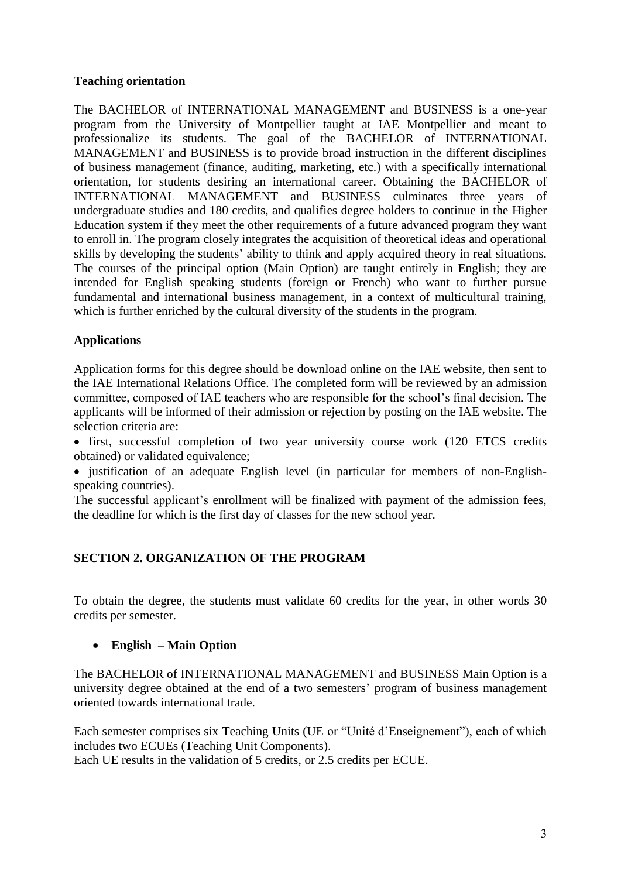**Teaching orientation**

The BACHELOR of INTERNATIONAL MANAGEMENT and BUSINESS is a one-year program from the University of Montpellier taught at IAE Montpellier and meant to professionalize its students. The goal of the BACHELOR of INTERNATIONAL MANAGEMENT and BUSINESS is to provide broad instruction in the different disciplines of business management (finance, auditing, marketing, etc.) with a specifically international orientation, for students desiring an international career. Obtaining the BACHELOR of INTERNATIONAL MANAGEMENT and BUSINESS culminates three years of undergraduate studies and 180 credits, and qualifies degree holders to continue in the Higher Education system if they meet the other requirements of a future advanced program they want to enroll in. The program closely integrates the acquisition of theoretical ideas and operational skills by developing the students' ability to think and apply acquired theory in real situations. The courses of the principal option (Main Option) are taught entirely in English; they are intended for English speaking students (foreign or French) who want to further pursue fundamental and international business management, in a context of multicultural training, which is further enriched by the cultural diversity of the students in the program.

**Applications**

Application forms for this degree should be download online on the IAE website, then sent to the IAE International Relations Office. The completed form will be reviewed by an admission committee, composed of IAE teachers who are responsible for the school's final decision. The applicants will be informed of their admission or rejection by posting on the IAE website. The selection criteria are:

- first, successful completion of two year university course work (120 ETCS credits obtained) or validated equivalence;
- justification of an adequate English level (in particular for members of non-English-speaking countries).

The successful applicant's enrollment will be finalized with payment of the admission fees, the deadline for which is the first day of classes for the new school year.

## SECTION 2. ORGANIZATION OF THE PROGRAM

To obtain the degree, the students must validate 60 credits for the year, in other words 30 credits per semester.

- **English – Main Option**

The BACHELOR of INTERNATIONAL MANAGEMENT and BUSINESS Main Option is a university degree obtained at the end of a two semesters' program of business management oriented towards international trade.

Each semester comprises six Teaching Units (UE or "Unité d'Enseignement"), each of which includes two ECUEs (Teaching Unit Components).
Each UE results in the validation of 5 credits, or 2.5 credits per ECUE.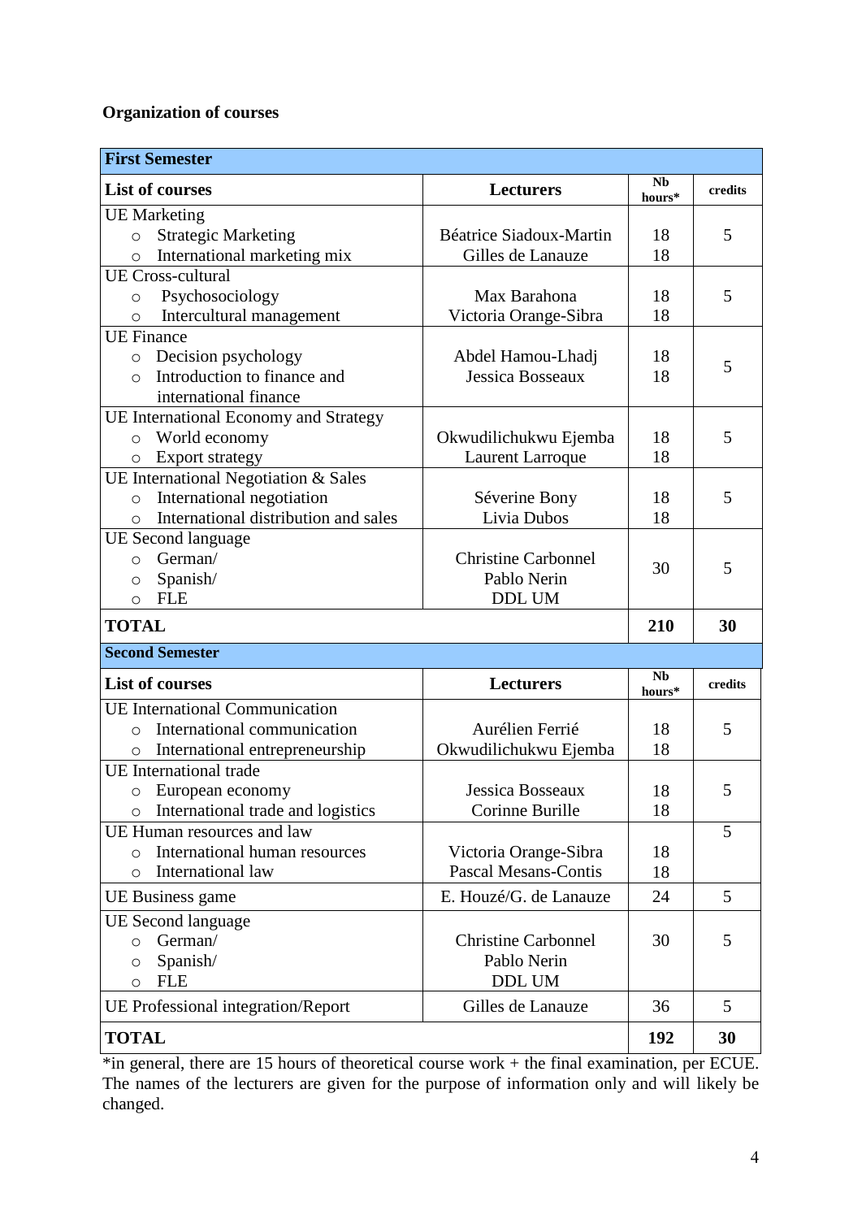**Organization of courses**

| **First Semester** | | | |
|---|---|---|---|
| **List of courses** | **Lecturers** | **Nb hours*** | **credits** |
| UE Marketing<br>○ Strategic Marketing<br>○ International marketing mix | <br>Béatrice Siadoux-Martin<br>Gilles de Lanauze | <br>18<br>18 | 5 |
| UE Cross-cultural<br>○ Psychosociology<br>○ Intercultural management | <br>Max Barahona<br>Victoria Orange-Sibra | <br>18<br>18 | 5 |
| UE Finance<br>○ Decision psychology<br>○ Introduction to finance and international finance | <br>Abdel Hamou-Lhadj<br>Jessica Bosseaux | <br>18<br>18 | 5 |
| UE International Economy and Strategy<br>○ World economy<br>○ Export strategy | <br>Okwudilichukwu Ejemba<br>Laurent Larroque | <br>18<br>18 | 5 |
| UE International Negotiation & Sales<br>○ International negotiation<br>○ International distribution and sales | <br>Séverine Bony<br>Livia Dubos | <br>18<br>18 | 5 |
| UE Second language<br>○ German/<br>○ Spanish/<br>○ FLE | <br>Christine Carbonnel<br>Pablo Nerin<br>DDL UM | 30 | 5 |
| **TOTAL** | | **210** | **30** |

| **Second Semester** | | | |
|---|---|---|---|
| **List of courses** | **Lecturers** | **Nb hours*** | **credits** |
| UE International Communication<br>○ International communication<br>○ International entrepreneurship | <br>Aurélien Ferrié<br>Okwudilichukwu Ejemba | <br>18<br>18 | 5 |
| UE International trade<br>○ European economy<br>○ International trade and logistics | <br>Jessica Bosseaux<br>Corinne Burille | <br>18<br>18 | 5 |
| UE Human resources and law<br>○ International human resources<br>○ International law | <br>Victoria Orange-Sibra<br>Pascal Mesans-Contis | <br>18<br>18 | 5 |
| UE Business game | E. Houzé/G. de Lanauze | 24 | 5 |
| UE Second language<br>○ German/<br>○ Spanish/<br>○ FLE | <br>Christine Carbonnel<br>Pablo Nerin<br>DDL UM | 30 | 5 |
| UE Professional integration/Report | Gilles de Lanauze | 36 | 5 |
| **TOTAL** | | **192** | **30** |

*in general, there are 15 hours of theoretical course work + the final examination, per ECUE. The names of the lecturers are given for the purpose of information only and will likely be changed.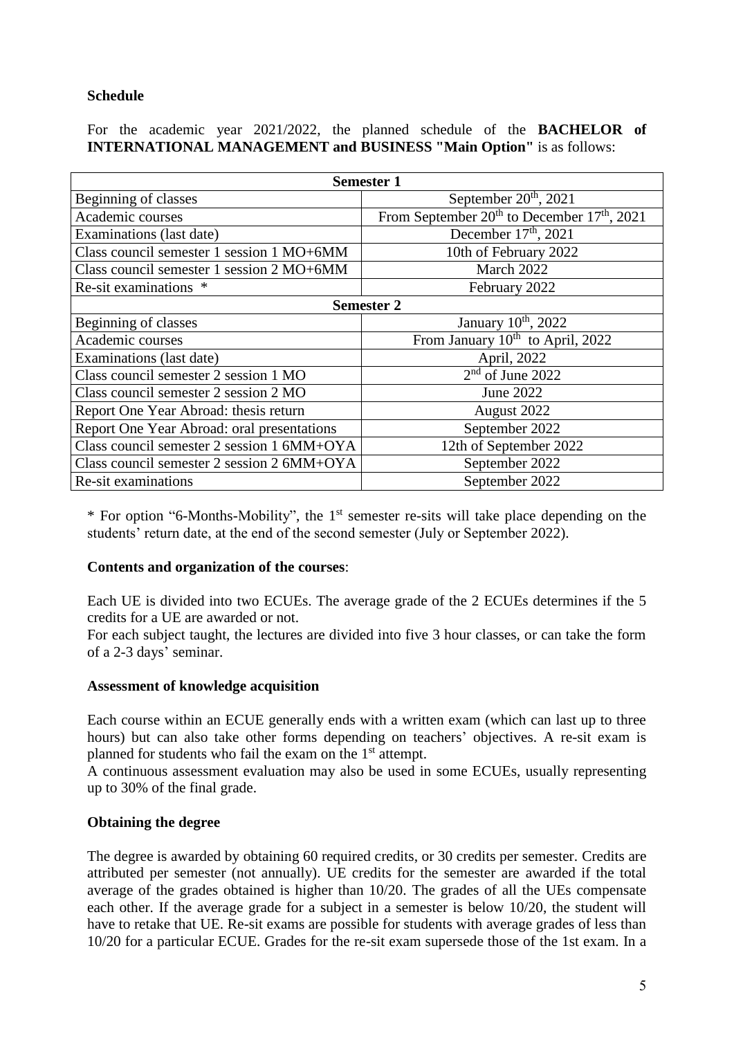**Schedule**

For the academic year 2021/2022, the planned schedule of the **BACHELOR of INTERNATIONAL MANAGEMENT and BUSINESS "Main Option"** is as follows:

| **Semester 1** | |
|---|---|
| Beginning of classes | September 20th, 2021 |
| Academic courses | From September 20th to December 17th, 2021 |
| Examinations (last date) | December 17th, 2021 |
| Class council semester 1 session 1 MO+6MM | 10th of February 2022 |
| Class council semester 1 session 2 MO+6MM | March 2022 |
| Re-sit examinations * | February 2022 |
| **Semester 2** | |
| Beginning of classes | January 10th, 2022 |
| Academic courses | From January 10th to April, 2022 |
| Examinations (last date) | April, 2022 |
| Class council semester 2 session 1 MO | 2nd of June 2022 |
| Class council semester 2 session 2 MO | June 2022 |
| Report One Year Abroad: thesis return | August 2022 |
| Report One Year Abroad: oral presentations | September 2022 |
| Class council semester 2 session 1 6MM+OYA | 12th of September 2022 |
| Class council semester 2 session 2 6MM+OYA | September 2022 |
| Re-sit examinations | September 2022 |

* For option "6-Months-Mobility", the 1st semester re-sits will take place depending on the students' return date, at the end of the second semester (July or September 2022).

**Contents and organization of the courses**:

Each UE is divided into two ECUEs. The average grade of the 2 ECUEs determines if the 5 credits for a UE are awarded or not.
For each subject taught, the lectures are divided into five 3 hour classes, or can take the form of a 2-3 days' seminar.

**Assessment of knowledge acquisition**

Each course within an ECUE generally ends with a written exam (which can last up to three hours) but can also take other forms depending on teachers' objectives. A re-sit exam is planned for students who fail the exam on the 1st attempt.
A continuous assessment evaluation may also be used in some ECUEs, usually representing up to 30% of the final grade.

**Obtaining the degree**

The degree is awarded by obtaining 60 required credits, or 30 credits per semester. Credits are attributed per semester (not annually). UE credits for the semester are awarded if the total average of the grades obtained is higher than 10/20. The grades of all the UEs compensate each other. If the average grade for a subject in a semester is below 10/20, the student will have to retake that UE. Re-sit exams are possible for students with average grades of less than 10/20 for a particular ECUE. Grades for the re-sit exam supersede those of the 1st exam. In a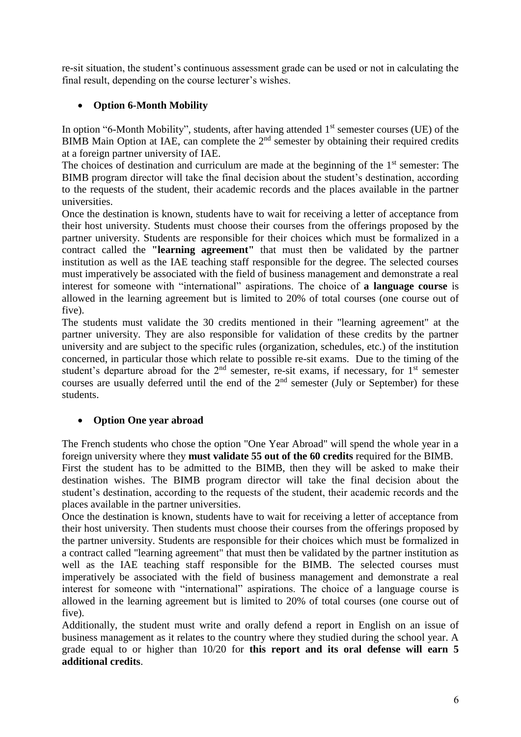re-sit situation, the student's continuous assessment grade can be used or not in calculating the final result, depending on the course lecturer's wishes.

- **Option 6-Month Mobility**

In option "6-Month Mobility", students, after having attended 1st semester courses (UE) of the BIMB Main Option at IAE, can complete the 2nd semester by obtaining their required credits at a foreign partner university of IAE.

The choices of destination and curriculum are made at the beginning of the 1st semester: The BIMB program director will take the final decision about the student's destination, according to the requests of the student, their academic records and the places available in the partner universities.

Once the destination is known, students have to wait for receiving a letter of acceptance from their host university. Students must choose their courses from the offerings proposed by the partner university. Students are responsible for their choices which must be formalized in a contract called the **"learning agreement"** that must then be validated by the partner institution as well as the IAE teaching staff responsible for the degree. The selected courses must imperatively be associated with the field of business management and demonstrate a real interest for someone with "international" aspirations. The choice of **a language course** is allowed in the learning agreement but is limited to 20% of total courses (one course out of five).

The students must validate the 30 credits mentioned in their "learning agreement" at the partner university. They are also responsible for validation of these credits by the partner university and are subject to the specific rules (organization, schedules, etc.) of the institution concerned, in particular those which relate to possible re-sit exams. Due to the timing of the student's departure abroad for the 2nd semester, re-sit exams, if necessary, for 1st semester courses are usually deferred until the end of the 2nd semester (July or September) for these students.

- **Option One year abroad**

The French students who chose the option "One Year Abroad" will spend the whole year in a foreign university where they **must validate 55 out of the 60 credits** required for the BIMB.

First the student has to be admitted to the BIMB, then they will be asked to make their destination wishes. The BIMB program director will take the final decision about the student's destination, according to the requests of the student, their academic records and the places available in the partner universities.

Once the destination is known, students have to wait for receiving a letter of acceptance from their host university. Then students must choose their courses from the offerings proposed by the partner university. Students are responsible for their choices which must be formalized in a contract called "learning agreement" that must then be validated by the partner institution as well as the IAE teaching staff responsible for the BIMB. The selected courses must imperatively be associated with the field of business management and demonstrate a real interest for someone with "international" aspirations. The choice of a language course is allowed in the learning agreement but is limited to 20% of total courses (one course out of five).

Additionally, the student must write and orally defend a report in English on an issue of business management as it relates to the country where they studied during the school year. A grade equal to or higher than 10/20 for **this report and its oral defense will earn 5 additional credits**.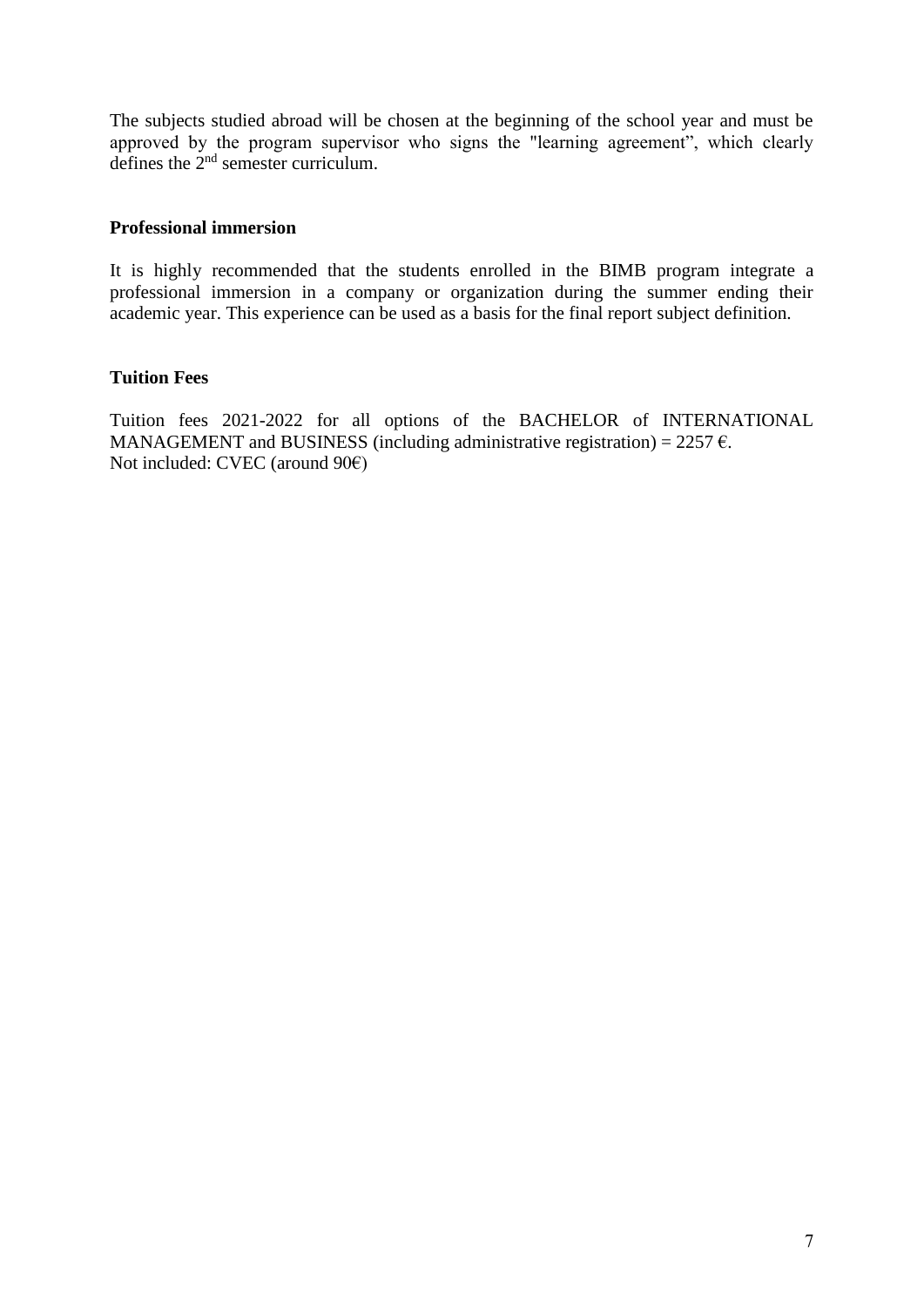The subjects studied abroad will be chosen at the beginning of the school year and must be approved by the program supervisor who signs the "learning agreement", which clearly defines the 2nd semester curriculum.

**Professional immersion**

It is highly recommended that the students enrolled in the BIMB program integrate a professional immersion in a company or organization during the summer ending their academic year. This experience can be used as a basis for the final report subject definition.

**Tuition Fees**

Tuition fees 2021-2022 for all options of the BACHELOR of INTERNATIONAL MANAGEMENT and BUSINESS (including administrative registration) = 2257 €.
Not included: CVEC (around 90€)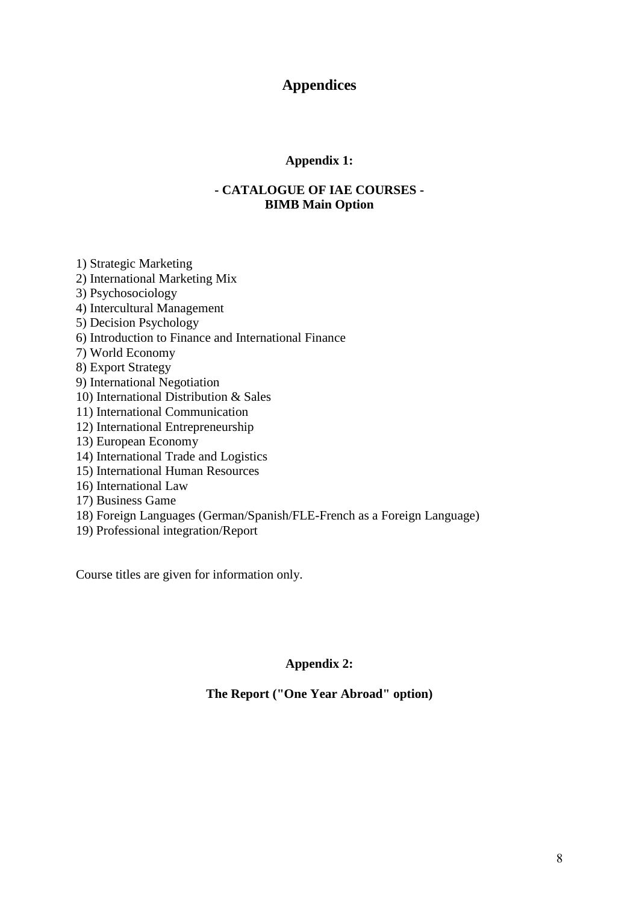# Appendices

## Appendix 1:

### - CATALOGUE OF IAE COURSES - BIMB Main Option

1) Strategic Marketing
2) International Marketing Mix
3) Psychosociology
4) Intercultural Management
5) Decision Psychology
6) Introduction to Finance and International Finance
7) World Economy
8) Export Strategy
9) International Negotiation
10) International Distribution & Sales
11) International Communication
12) International Entrepreneurship
13) European Economy
14) International Trade and Logistics
15) International Human Resources
16) International Law
17) Business Game
18) Foreign Languages (German/Spanish/FLE-French as a Foreign Language)
19) Professional integration/Report

Course titles are given for information only.

## Appendix 2:

### The Report ("One Year Abroad" option)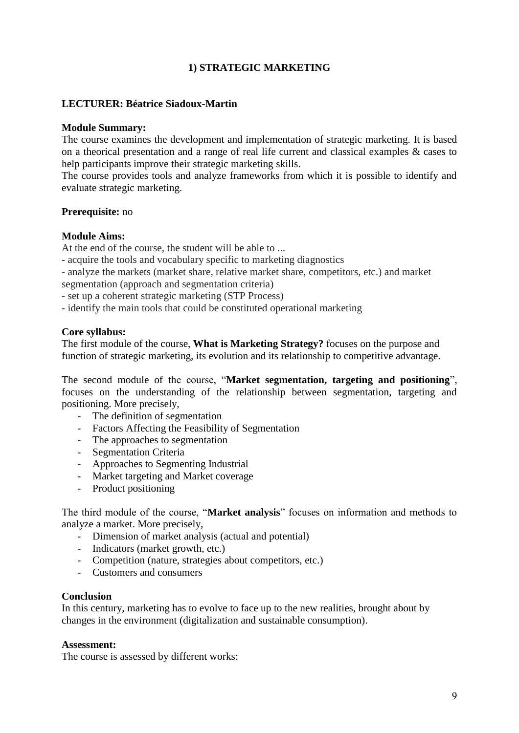## 1) STRATEGIC MARKETING

**LECTURER: Béatrice Siadoux-Martin**

**Module Summary:**
The course examines the development and implementation of strategic marketing. It is based on a theorical presentation and a range of real life current and classical examples & cases to help participants improve their strategic marketing skills.
The course provides tools and analyze frameworks from which it is possible to identify and evaluate strategic marketing.

**Prerequisite:** no

**Module Aims:**
At the end of the course, the student will be able to ...
- acquire the tools and vocabulary specific to marketing diagnostics
- analyze the markets (market share, relative market share, competitors, etc.) and market segmentation (approach and segmentation criteria)
- set up a coherent strategic marketing (STP Process)
- identify the main tools that could be constituted operational marketing

**Core syllabus:**
The first module of the course, **What is Marketing Strategy?** focuses on the purpose and function of strategic marketing, its evolution and its relationship to competitive advantage.

The second module of the course, "**Market segmentation, targeting and positioning**", focuses on the understanding of the relationship between segmentation, targeting and positioning. More precisely,

- The definition of segmentation
- Factors Affecting the Feasibility of Segmentation
- The approaches to segmentation
- Segmentation Criteria
- Approaches to Segmenting Industrial
- Market targeting and Market coverage
- Product positioning

The third module of the course, "**Market analysis**" focuses on information and methods to analyze a market. More precisely,

- Dimension of market analysis (actual and potential)
- Indicators (market growth, etc.)
- Competition (nature, strategies about competitors, etc.)
- Customers and consumers

**Conclusion**
In this century, marketing has to evolve to face up to the new realities, brought about by changes in the environment (digitalization and sustainable consumption).

**Assessment:**
The course is assessed by different works: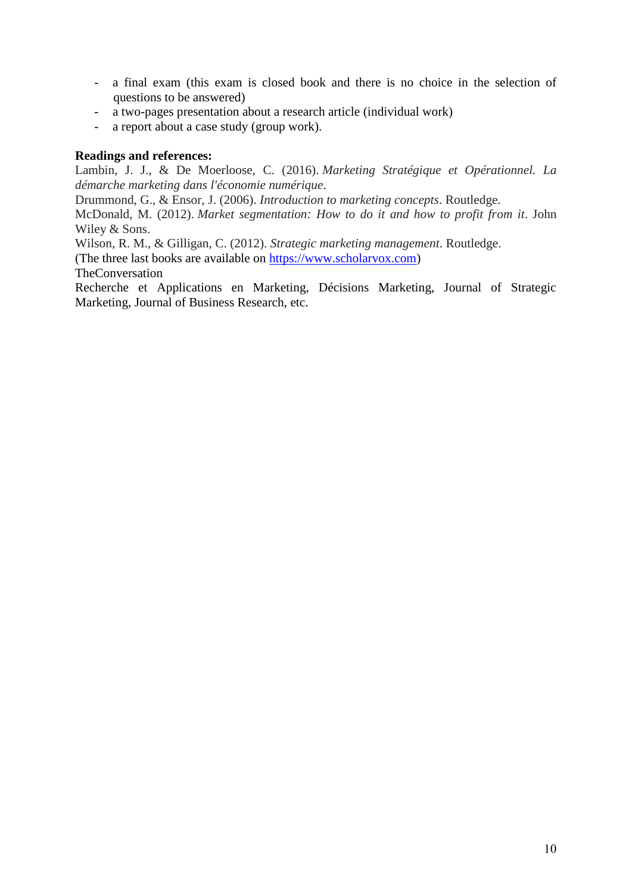- a final exam (this exam is closed book and there is no choice in the selection of questions to be answered)
- a two-pages presentation about a research article (individual work)
- a report about a case study (group work).

**Readings and references:**

Lambin, J. J., & De Moerloose, C. (2016). *Marketing Stratégique et Opérationnel. La démarche marketing dans l'économie numérique*.
Drummond, G., & Ensor, J. (2006). *Introduction to marketing concepts*. Routledge.
McDonald, M. (2012). *Market segmentation: How to do it and how to profit from it*. John Wiley & Sons.
Wilson, R. M., & Gilligan, C. (2012). *Strategic marketing management*. Routledge.
(The three last books are available on [https://www.scholarvox.com](https://www.scholarvox.com))
TheConversation
Recherche et Applications en Marketing, Décisions Marketing, Journal of Strategic Marketing, Journal of Business Research, etc.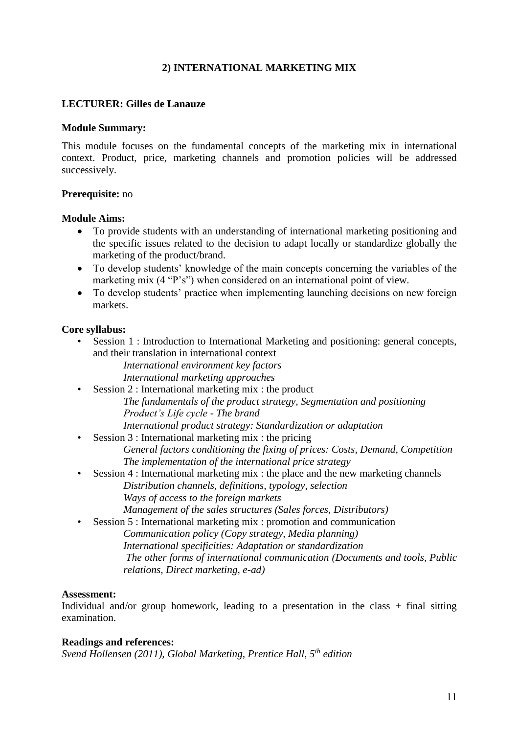## 2) INTERNATIONAL MARKETING MIX

**LECTURER: Gilles de Lanauze**

**Module Summary:**

This module focuses on the fundamental concepts of the marketing mix in international context. Product, price, marketing channels and promotion policies will be addressed successively.

**Prerequisite:** no

**Module Aims:**

- To provide students with an understanding of international marketing positioning and the specific issues related to the decision to adapt locally or standardize globally the marketing of the product/brand.
- To develop students' knowledge of the main concepts concerning the variables of the marketing mix (4 "P's") when considered on an international point of view.
- To develop students' practice when implementing launching decisions on new foreign markets.

**Core syllabus:**

- Session 1 : Introduction to International Marketing and positioning: general concepts, and their translation in international context
  - *International environment key factors*
  - *International marketing approaches*
- Session 2 : International marketing mix : the product
  - *The fundamentals of the product strategy, Segmentation and positioning*
  - *Product's Life cycle - The brand*
  - *International product strategy: Standardization or adaptation*
- Session 3 : International marketing mix : the pricing
  - *General factors conditioning the fixing of prices: Costs, Demand, Competition*
  - *The implementation of the international price strategy*
- Session 4 : International marketing mix : the place and the new marketing channels
  - *Distribution channels, definitions, typology, selection*
  - *Ways of access to the foreign markets*
  - *Management of the sales structures (Sales forces, Distributors)*
- Session 5 : International marketing mix : promotion and communication
  - *Communication policy (Copy strategy, Media planning)*
  - *International specificities: Adaptation or standardization*
  - *The other forms of international communication (Documents and tools, Public relations, Direct marketing, e-ad)*

**Assessment:**

Individual and/or group homework, leading to a presentation in the class + final sitting examination.

**Readings and references:**

*Svend Hollensen (2011), Global Marketing, Prentice Hall, 5th edition*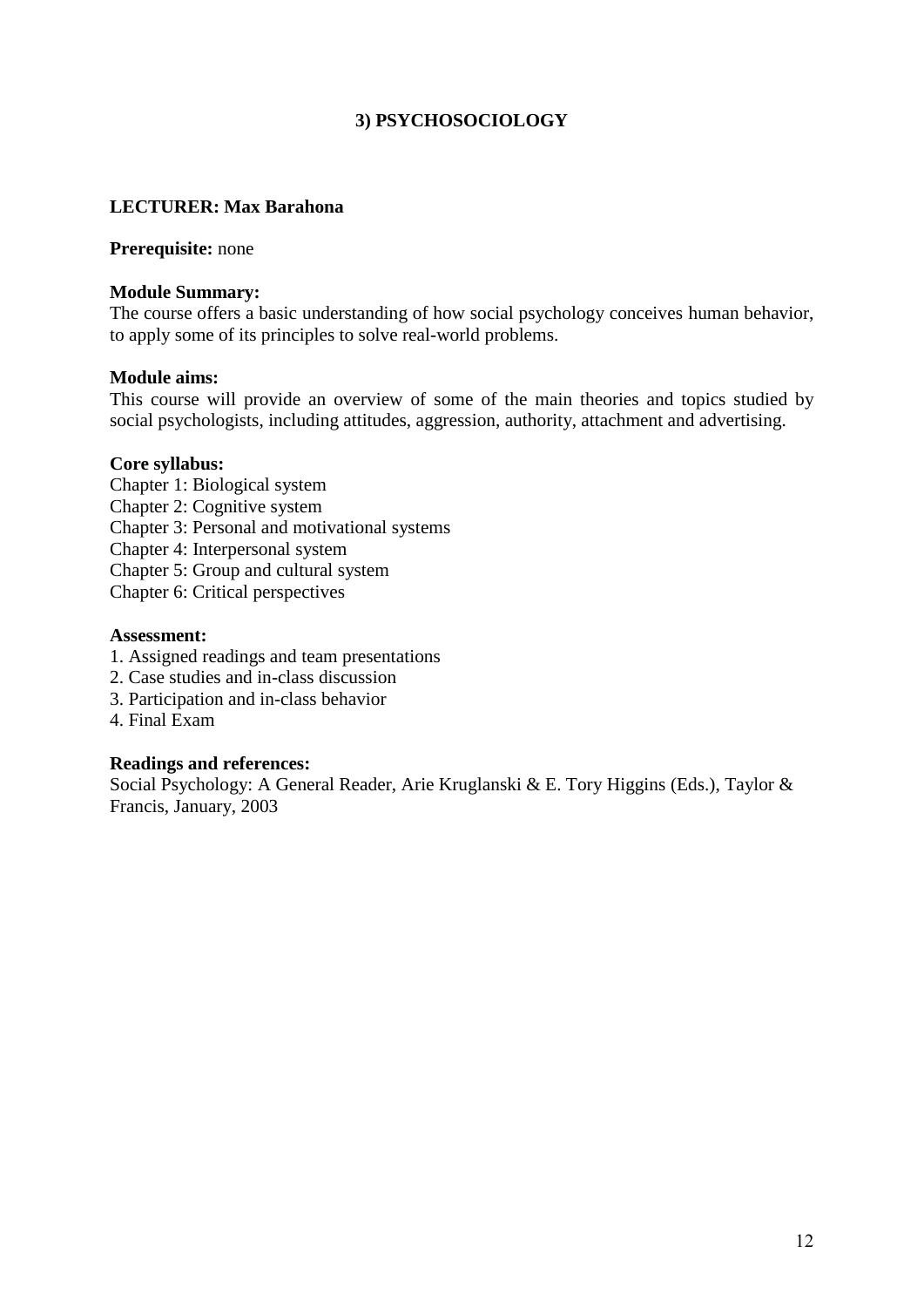## 3) PSYCHOSOCIOLOGY

**LECTURER: Max Barahona**

**Prerequisite:** none

**Module Summary:**
The course offers a basic understanding of how social psychology conceives human behavior, to apply some of its principles to solve real-world problems.

**Module aims:**
This course will provide an overview of some of the main theories and topics studied by social psychologists, including attitudes, aggression, authority, attachment and advertising.

**Core syllabus:**
Chapter 1: Biological system
Chapter 2: Cognitive system
Chapter 3: Personal and motivational systems
Chapter 4: Interpersonal system
Chapter 5: Group and cultural system
Chapter 6: Critical perspectives

**Assessment:**
1. Assigned readings and team presentations
2. Case studies and in-class discussion
3. Participation and in-class behavior
4. Final Exam

**Readings and references:**
Social Psychology: A General Reader, Arie Kruglanski & E. Tory Higgins (Eds.), Taylor & Francis, January, 2003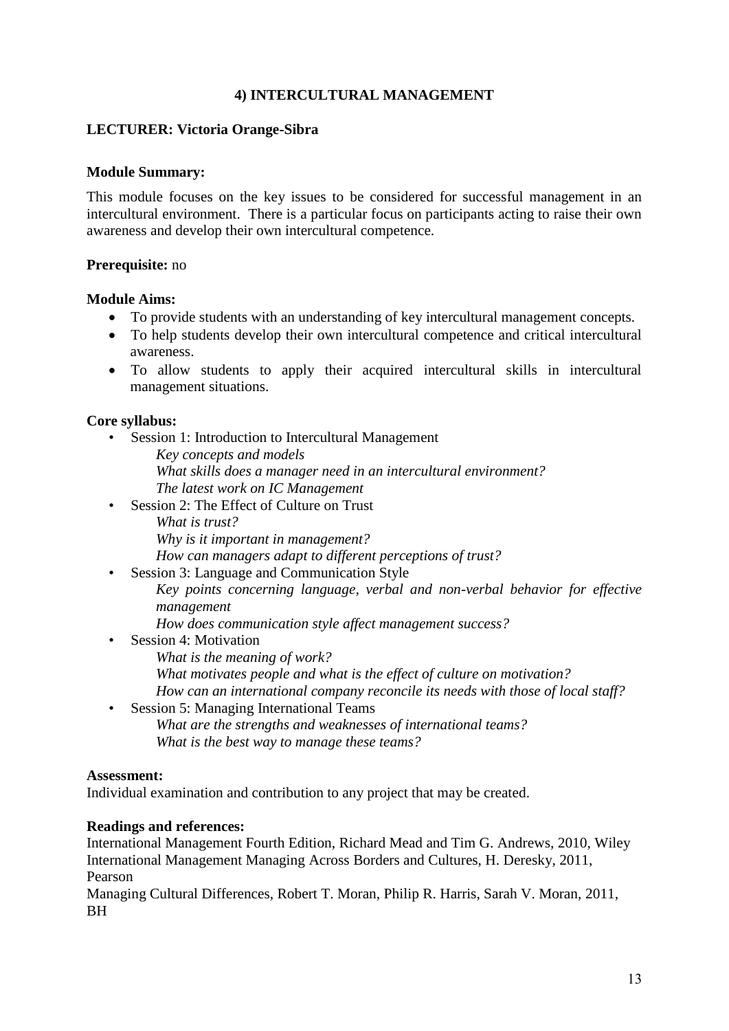## 4) INTERCULTURAL MANAGEMENT

**LECTURER: Victoria Orange-Sibra**

**Module Summary:**

This module focuses on the key issues to be considered for successful management in an intercultural environment. There is a particular focus on participants acting to raise their own awareness and develop their own intercultural competence.

**Prerequisite:** no

**Module Aims:**

- To provide students with an understanding of key intercultural management concepts.
- To help students develop their own intercultural competence and critical intercultural awareness.
- To allow students to apply their acquired intercultural skills in intercultural management situations.

**Core syllabus:**

- Session 1: Introduction to Intercultural Management
  *Key concepts and models*
  *What skills does a manager need in an intercultural environment?*
  *The latest work on IC Management*
- Session 2: The Effect of Culture on Trust
  *What is trust?*
  *Why is it important in management?*
  *How can managers adapt to different perceptions of trust?*
- Session 3: Language and Communication Style
  *Key points concerning language, verbal and non-verbal behavior for effective management*
  *How does communication style affect management success?*
- Session 4: Motivation
  *What is the meaning of work?*
  *What motivates people and what is the effect of culture on motivation?*
  *How can an international company reconcile its needs with those of local staff?*
- Session 5: Managing International Teams
  *What are the strengths and weaknesses of international teams?*
  *What is the best way to manage these teams?*

**Assessment:**
Individual examination and contribution to any project that may be created.

**Readings and references:**
International Management Fourth Edition, Richard Mead and Tim G. Andrews, 2010, Wiley
International Management Managing Across Borders and Cultures, H. Deresky, 2011, Pearson
Managing Cultural Differences, Robert T. Moran, Philip R. Harris, Sarah V. Moran, 2011, BH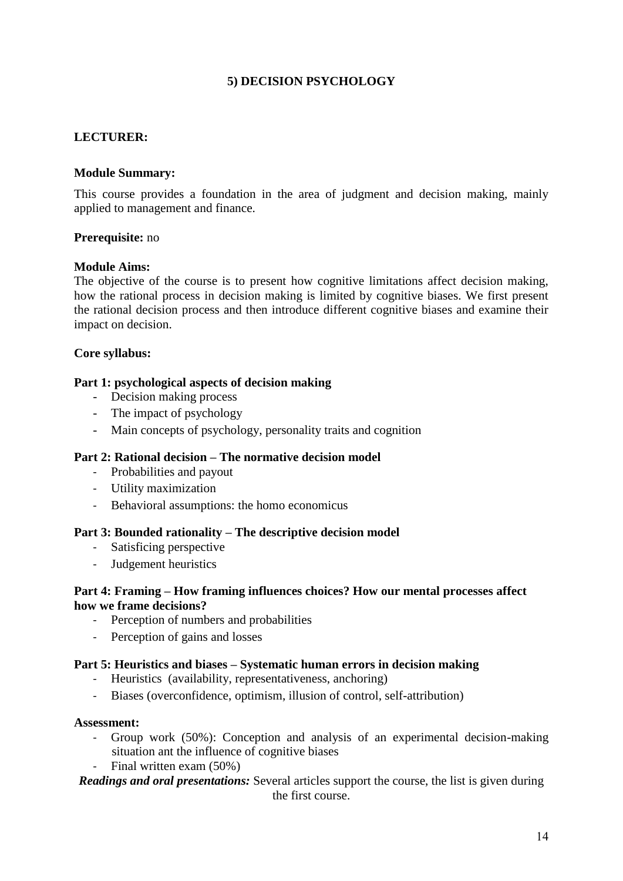## 5) DECISION PSYCHOLOGY

**LECTURER:**

**Module Summary:**

This course provides a foundation in the area of judgment and decision making, mainly applied to management and finance.

**Prerequisite:** no

**Module Aims:**

The objective of the course is to present how cognitive limitations affect decision making, how the rational process in decision making is limited by cognitive biases. We first present the rational decision process and then introduce different cognitive biases and examine their impact on decision.

**Core syllabus:**

**Part 1: psychological aspects of decision making**

- Decision making process
- The impact of psychology
- Main concepts of psychology, personality traits and cognition

**Part 2: Rational decision – The normative decision model**

- Probabilities and payout
- Utility maximization
- Behavioral assumptions: the homo economicus

**Part 3: Bounded rationality – The descriptive decision model**

- Satisficing perspective
- Judgement heuristics

**Part 4: Framing – How framing influences choices? How our mental processes affect how we frame decisions?**

- Perception of numbers and probabilities
- Perception of gains and losses

**Part 5: Heuristics and biases – Systematic human errors in decision making**

- Heuristics (availability, representativeness, anchoring)
- Biases (overconfidence, optimism, illusion of control, self-attribution)

**Assessment:**

- Group work (50%): Conception and analysis of an experimental decision-making situation ant the influence of cognitive biases
- Final written exam (50%)

***Readings and oral presentations:*** Several articles support the course, the list is given during the first course.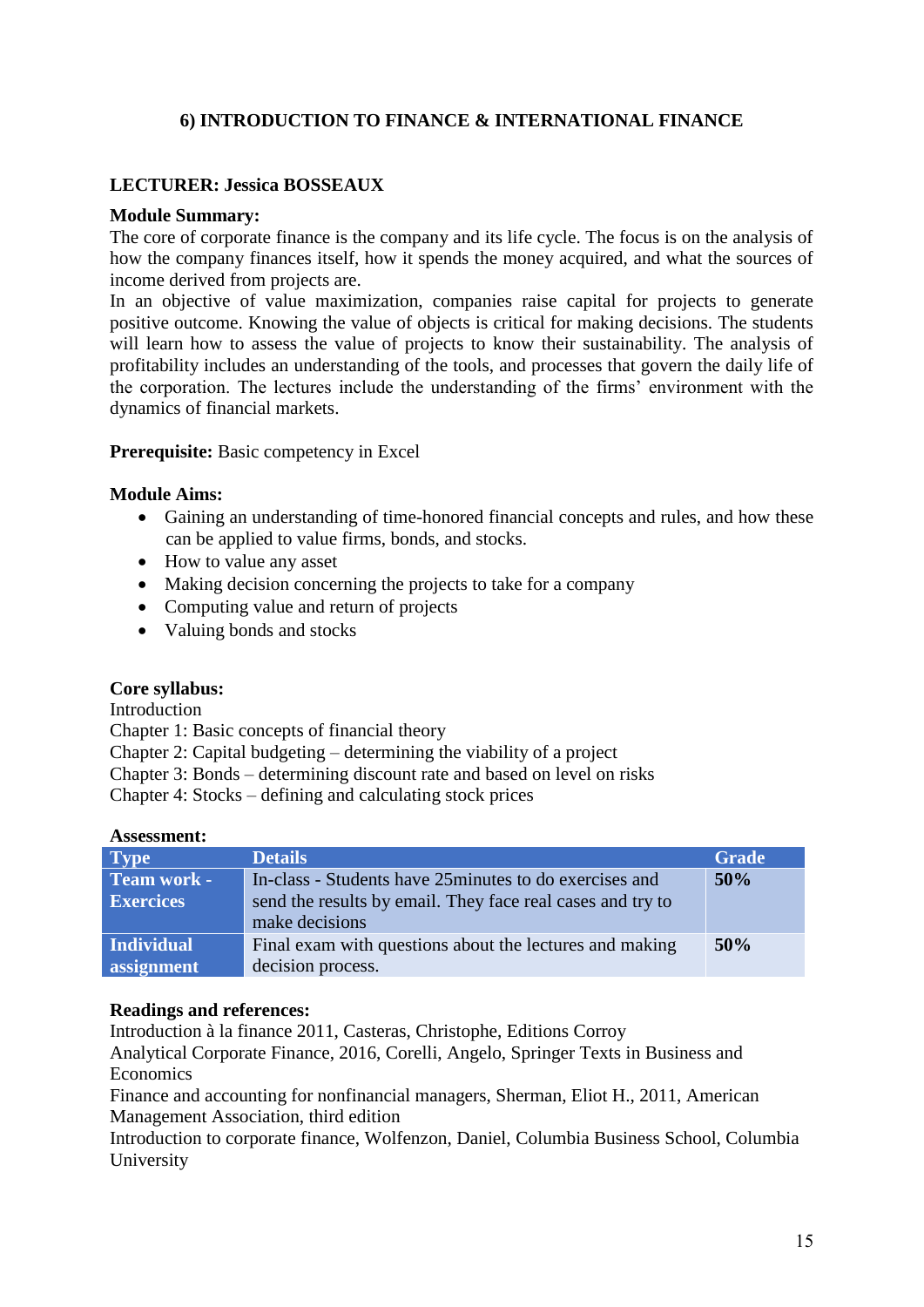## 6) INTRODUCTION TO FINANCE & INTERNATIONAL FINANCE

**LECTURER: Jessica BOSSEAUX**

**Module Summary:**

The core of corporate finance is the company and its life cycle. The focus is on the analysis of how the company finances itself, how it spends the money acquired, and what the sources of income derived from projects are.

In an objective of value maximization, companies raise capital for projects to generate positive outcome. Knowing the value of objects is critical for making decisions. The students will learn how to assess the value of projects to know their sustainability. The analysis of profitability includes an understanding of the tools, and processes that govern the daily life of the corporation. The lectures include the understanding of the firms' environment with the dynamics of financial markets.

**Prerequisite:** Basic competency in Excel

**Module Aims:**

- Gaining an understanding of time-honored financial concepts and rules, and how these can be applied to value firms, bonds, and stocks.
- How to value any asset
- Making decision concerning the projects to take for a company
- Computing value and return of projects
- Valuing bonds and stocks

**Core syllabus:**

Introduction
Chapter 1: Basic concepts of financial theory
Chapter 2: Capital budgeting – determining the viability of a project
Chapter 3: Bonds – determining discount rate and based on level on risks
Chapter 4: Stocks – defining and calculating stock prices

**Assessment:**

| Type | Details | Grade |
|---|---|---|
| **Team work - Exercices** | In-class - Students have 25minutes to do exercises and send the results by email. They face real cases and try to make decisions | **50%** |
| **Individual assignment** | Final exam with questions about the lectures and making decision process. | **50%** |

**Readings and references:**

Introduction à la finance 2011, Casteras, Christophe, Editions Corroy
Analytical Corporate Finance, 2016, Corelli, Angelo, Springer Texts in Business and Economics
Finance and accounting for nonfinancial managers, Sherman, Eliot H., 2011, American Management Association, third edition
Introduction to corporate finance, Wolfenzon, Daniel, Columbia Business School, Columbia University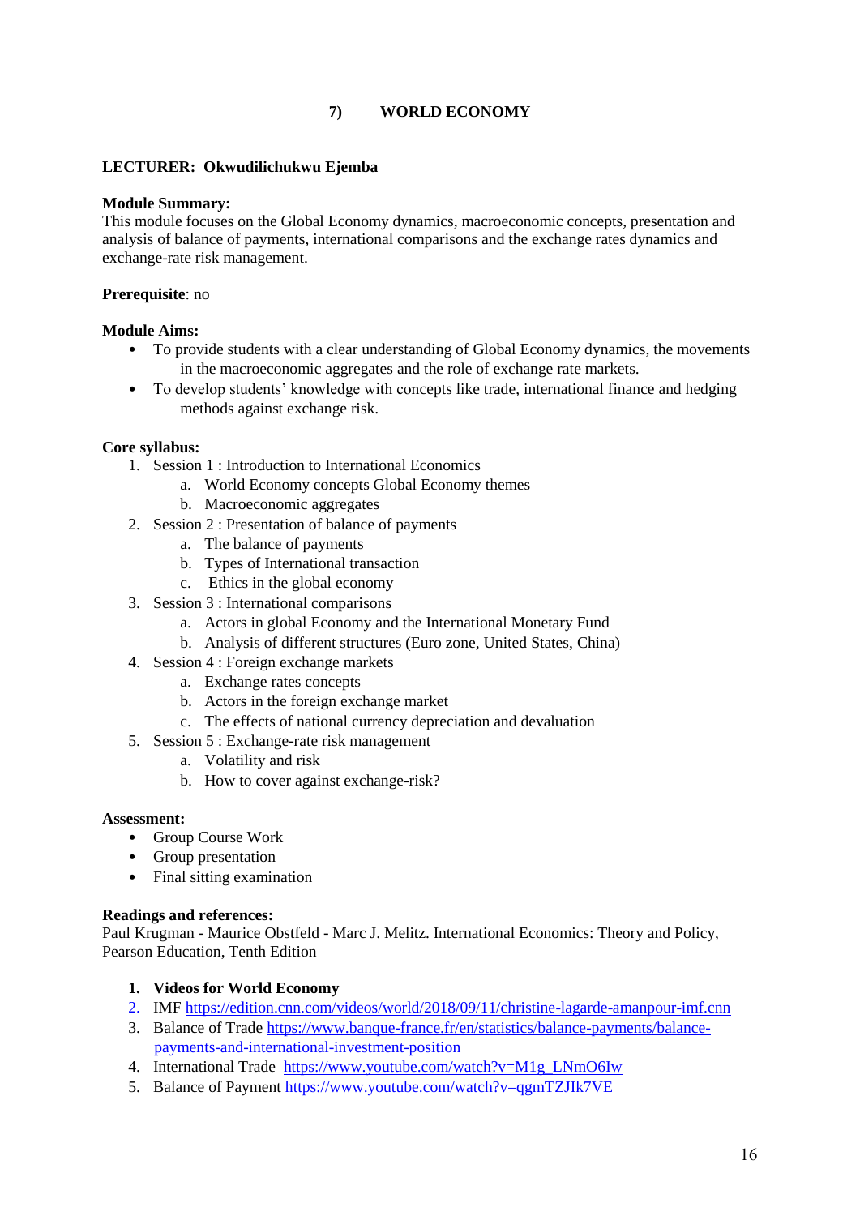## 7) WORLD ECONOMY

**LECTURER: Okwudilichukwu Ejemba**

**Module Summary:**
This module focuses on the Global Economy dynamics, macroeconomic concepts, presentation and analysis of balance of payments, international comparisons and the exchange rates dynamics and exchange-rate risk management.

**Prerequisite**: no

**Module Aims:**

- To provide students with a clear understanding of Global Economy dynamics, the movements in the macroeconomic aggregates and the role of exchange rate markets.
- To develop students' knowledge with concepts like trade, international finance and hedging methods against exchange risk.

**Core syllabus:**

1. Session 1 : Introduction to International Economics
   a. World Economy concepts Global Economy themes
   b. Macroeconomic aggregates
2. Session 2 : Presentation of balance of payments
   a. The balance of payments
   b. Types of International transaction
   c. Ethics in the global economy
3. Session 3 : International comparisons
   a. Actors in global Economy and the International Monetary Fund
   b. Analysis of different structures (Euro zone, United States, China)
4. Session 4 : Foreign exchange markets
   a. Exchange rates concepts
   b. Actors in the foreign exchange market
   c. The effects of national currency depreciation and devaluation
5. Session 5 : Exchange-rate risk management
   a. Volatility and risk
   b. How to cover against exchange-risk?

**Assessment:**

- Group Course Work
- Group presentation
- Final sitting examination

**Readings and references:**
Paul Krugman - Maurice Obstfeld - Marc J. Melitz. International Economics: Theory and Policy, Pearson Education, Tenth Edition

1. **Videos for World Economy**
2. IMF https://edition.cnn.com/videos/world/2018/09/11/christine-lagarde-amanpour-imf.cnn
3. Balance of Trade https://www.banque-france.fr/en/statistics/balance-payments/balance-payments-and-international-investment-position
4. International Trade https://www.youtube.com/watch?v=M1g_LNmO6Iw
5. Balance of Payment https://www.youtube.com/watch?v=qgmTZJIk7VE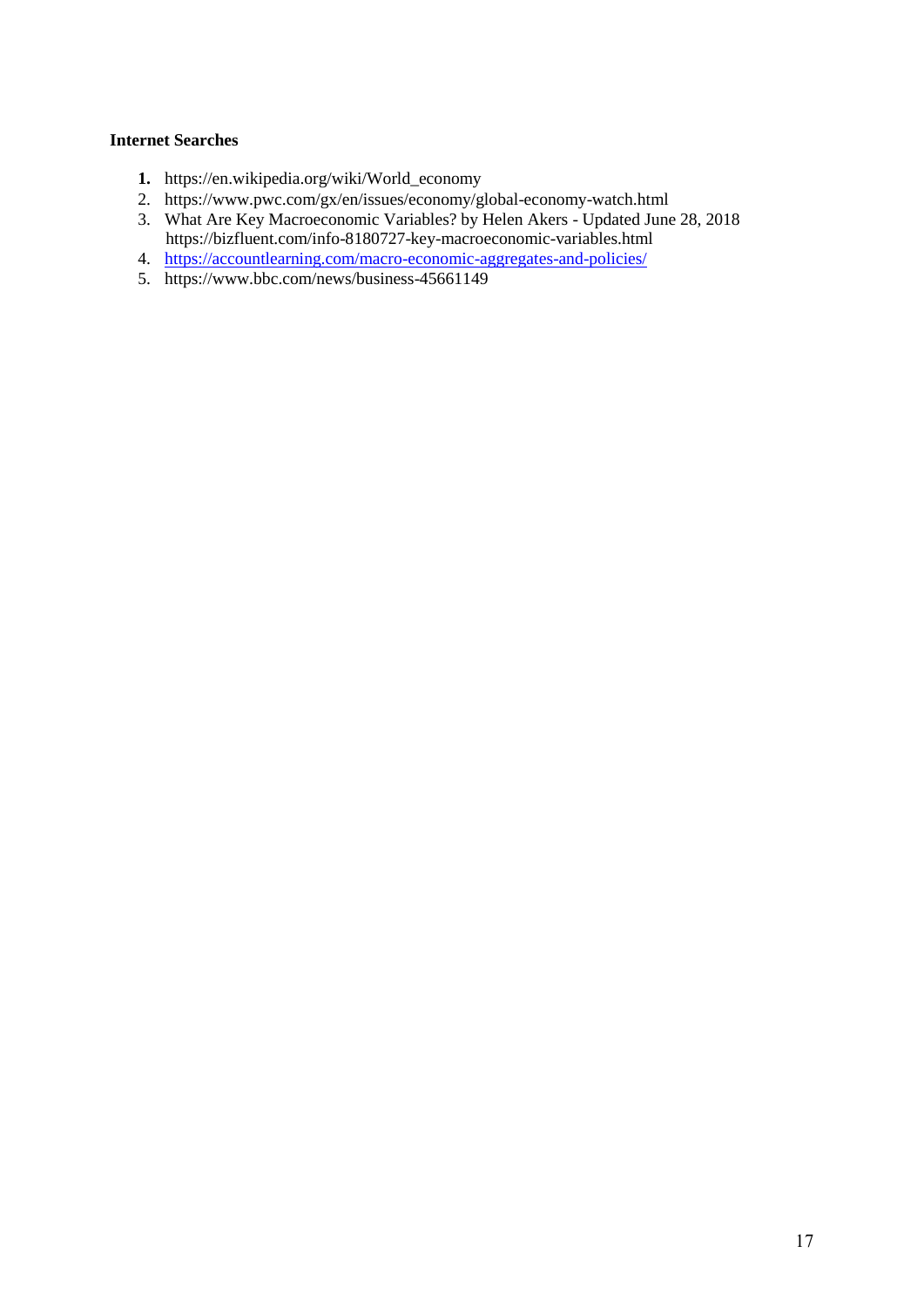**Internet Searches**

1. https://en.wikipedia.org/wiki/World_economy
2. https://www.pwc.com/gx/en/issues/economy/global-economy-watch.html
3. What Are Key Macroeconomic Variables? by Helen Akers - Updated June 28, 2018 https://bizfluent.com/info-8180727-key-macroeconomic-variables.html
4. https://accountlearning.com/macro-economic-aggregates-and-policies/
5. https://www.bbc.com/news/business-45661149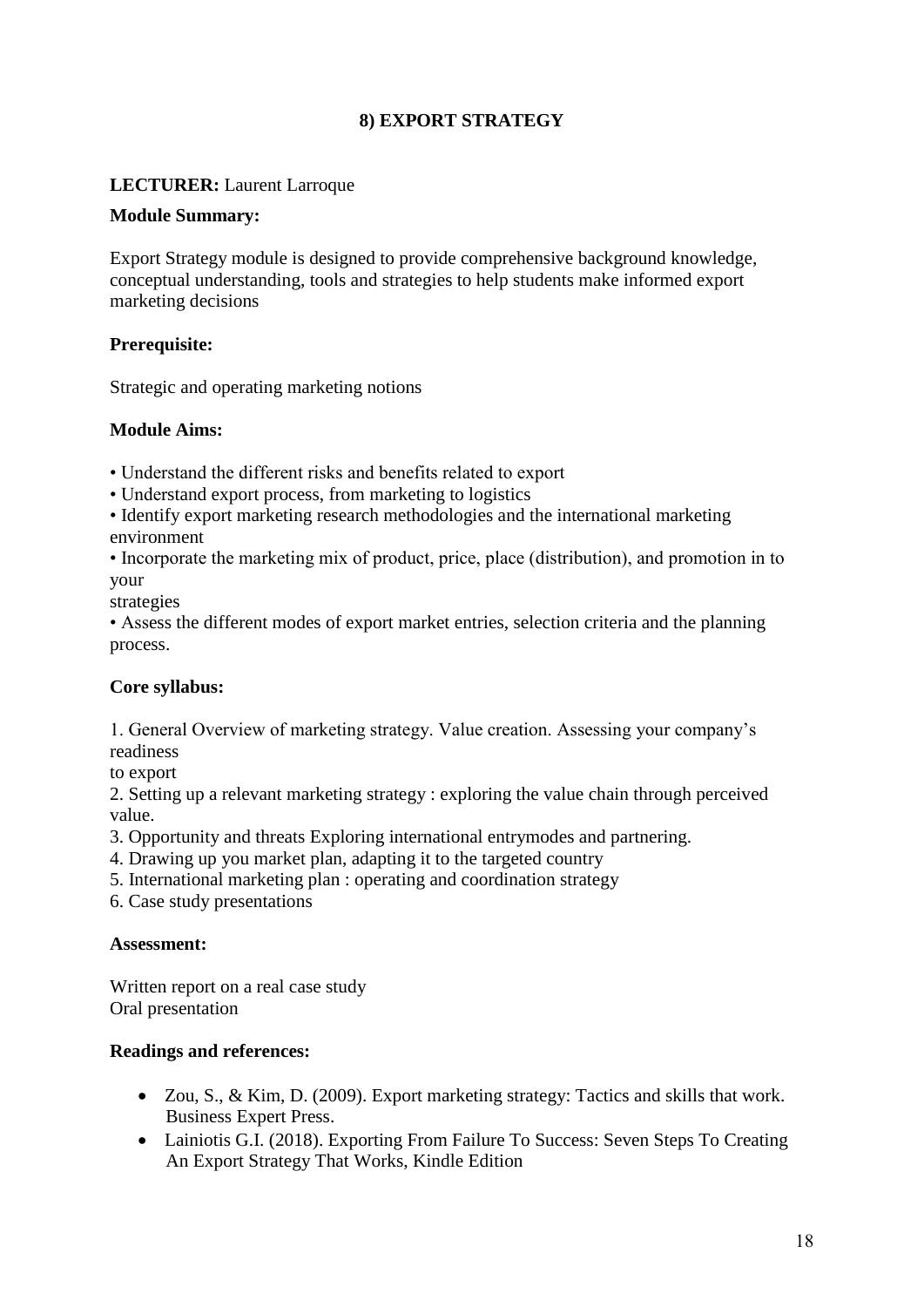## 8) EXPORT STRATEGY

**LECTURER:** Laurent Larroque

**Module Summary:**

Export Strategy module is designed to provide comprehensive background knowledge, conceptual understanding, tools and strategies to help students make informed export marketing decisions

**Prerequisite:**

Strategic and operating marketing notions

**Module Aims:**

• Understand the different risks and benefits related to export
• Understand export process, from marketing to logistics
• Identify export marketing research methodologies and the international marketing environment
• Incorporate the marketing mix of product, price, place (distribution), and promotion in to your strategies
• Assess the different modes of export market entries, selection criteria and the planning process.

**Core syllabus:**

1. General Overview of marketing strategy. Value creation. Assessing your company's readiness to export
2. Setting up a relevant marketing strategy : exploring the value chain through perceived value.
3. Opportunity and threats Exploring international entrymodes and partnering.
4. Drawing up you market plan, adapting it to the targeted country
5. International marketing plan : operating and coordination strategy
6. Case study presentations

**Assessment:**

Written report on a real case study
Oral presentation

**Readings and references:**

- Zou, S., & Kim, D. (2009). Export marketing strategy: Tactics and skills that work. Business Expert Press.
- Lainiotis G.I. (2018). Exporting From Failure To Success: Seven Steps To Creating An Export Strategy That Works, Kindle Edition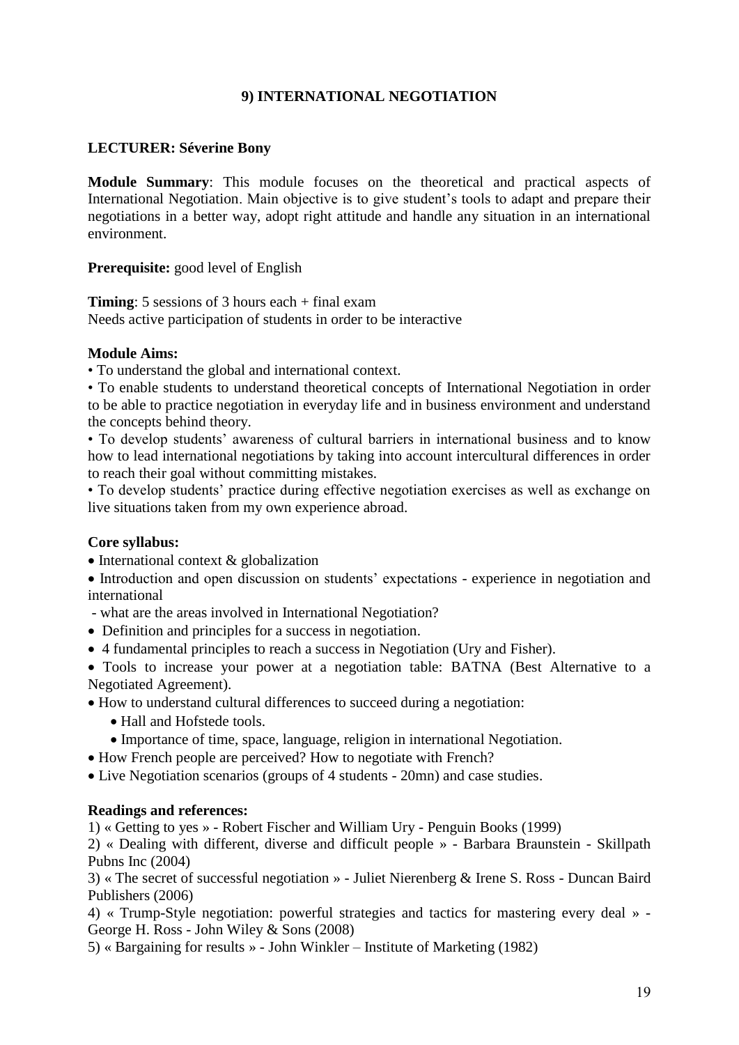## 9) INTERNATIONAL NEGOTIATION

**LECTURER: Séverine Bony**

**Module Summary**: This module focuses on the theoretical and practical aspects of International Negotiation. Main objective is to give student's tools to adapt and prepare their negotiations in a better way, adopt right attitude and handle any situation in an international environment.

**Prerequisite:** good level of English

**Timing**: 5 sessions of 3 hours each + final exam
Needs active participation of students in order to be interactive

**Module Aims:**

• To understand the global and international context.

• To enable students to understand theoretical concepts of International Negotiation in order to be able to practice negotiation in everyday life and in business environment and understand the concepts behind theory.

• To develop students' awareness of cultural barriers in international business and to know how to lead international negotiations by taking into account intercultural differences in order to reach their goal without committing mistakes.

• To develop students' practice during effective negotiation exercises as well as exchange on live situations taken from my own experience abroad.

**Core syllabus:**

- International context & globalization
- Introduction and open discussion on students' expectations - experience in negotiation and international
  - what are the areas involved in International Negotiation?
- Definition and principles for a success in negotiation.
- 4 fundamental principles to reach a success in Negotiation (Ury and Fisher).
- Tools to increase your power at a negotiation table: BATNA (Best Alternative to a Negotiated Agreement).
- How to understand cultural differences to succeed during a negotiation:
  - Hall and Hofstede tools.
  - Importance of time, space, language, religion in international Negotiation.
- How French people are perceived? How to negotiate with French?
- Live Negotiation scenarios (groups of 4 students - 20mn) and case studies.

**Readings and references:**

1) « Getting to yes » - Robert Fischer and William Ury - Penguin Books (1999)

2) « Dealing with different, diverse and difficult people » - Barbara Braunstein - Skillpath Pubns Inc (2004)

3) « The secret of successful negotiation » - Juliet Nierenberg & Irene S. Ross - Duncan Baird Publishers (2006)

4) « Trump-Style negotiation: powerful strategies and tactics for mastering every deal » - George H. Ross - John Wiley & Sons (2008)

5) « Bargaining for results » - John Winkler – Institute of Marketing (1982)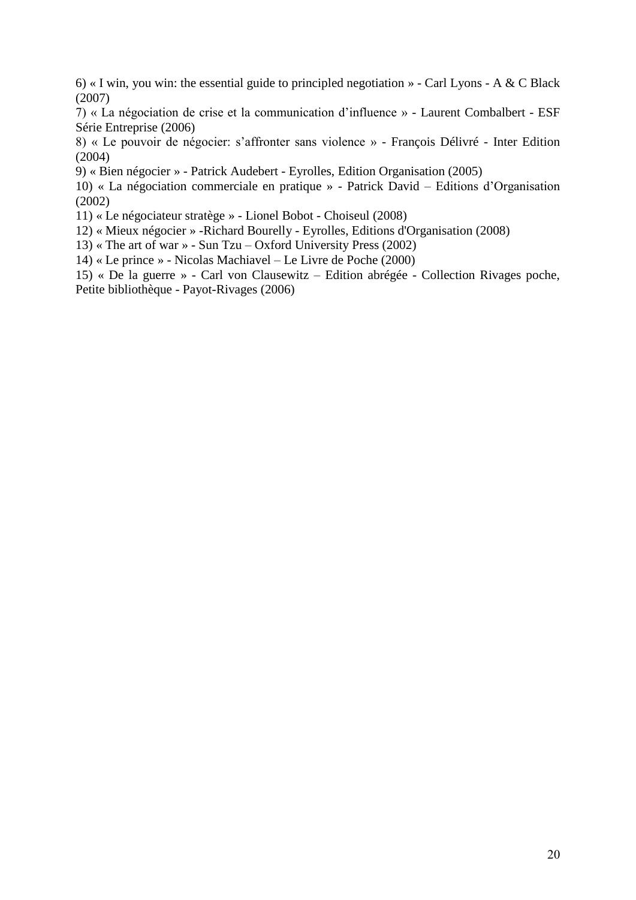6) « I win, you win: the essential guide to principled negotiation » - Carl Lyons - A & C Black (2007)

7) « La négociation de crise et la communication d'influence » - Laurent Combalbert - ESF Série Entreprise (2006)

8) « Le pouvoir de négocier: s'affronter sans violence » - François Délivré - Inter Edition (2004)

9) « Bien négocier » - Patrick Audebert - Eyrolles, Edition Organisation (2005)

10) « La négociation commerciale en pratique » - Patrick David – Editions d'Organisation (2002)

11) « Le négociateur stratège » - Lionel Bobot - Choiseul (2008)

12) « Mieux négocier » -Richard Bourelly - Eyrolles, Editions d'Organisation (2008)

13) « The art of war » - Sun Tzu – Oxford University Press (2002)

14) « Le prince » - Nicolas Machiavel – Le Livre de Poche (2000)

15) « De la guerre » - Carl von Clausewitz – Edition abrégée - Collection Rivages poche, Petite bibliothèque - Payot-Rivages (2006)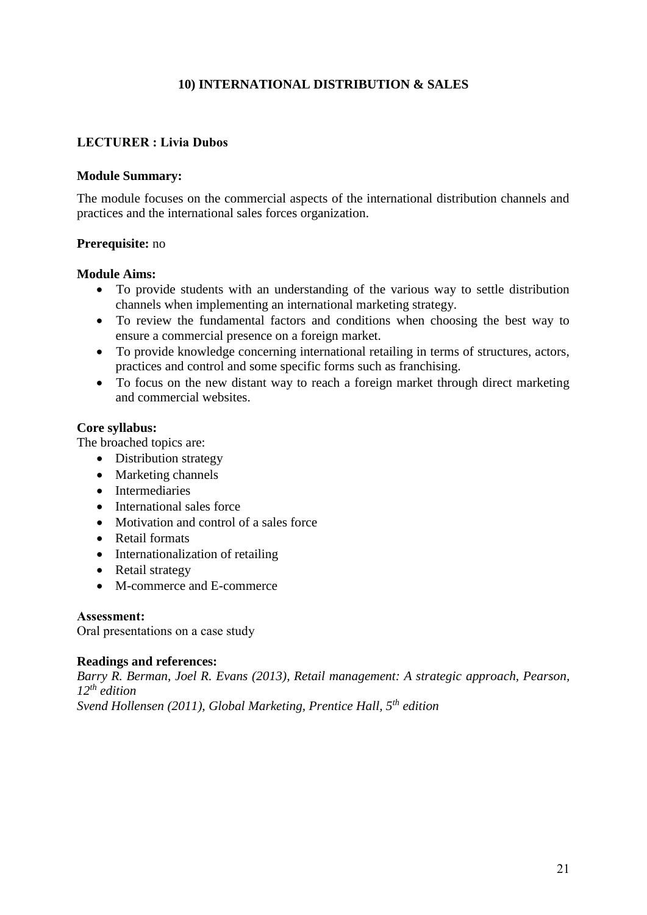## 10) INTERNATIONAL DISTRIBUTION & SALES

**LECTURER : Livia Dubos**

**Module Summary:**

The module focuses on the commercial aspects of the international distribution channels and practices and the international sales forces organization.

**Prerequisite:** no

**Module Aims:**

- To provide students with an understanding of the various way to settle distribution channels when implementing an international marketing strategy.
- To review the fundamental factors and conditions when choosing the best way to ensure a commercial presence on a foreign market.
- To provide knowledge concerning international retailing in terms of structures, actors, practices and control and some specific forms such as franchising.
- To focus on the new distant way to reach a foreign market through direct marketing and commercial websites.

**Core syllabus:**

The broached topics are:

- Distribution strategy
- Marketing channels
- Intermediaries
- International sales force
- Motivation and control of a sales force
- Retail formats
- Internationalization of retailing
- Retail strategy
- M-commerce and E-commerce

**Assessment:**

Oral presentations on a case study

**Readings and references:**

*Barry R. Berman, Joel R. Evans (2013), Retail management: A strategic approach, Pearson, 12th edition*

*Svend Hollensen (2011), Global Marketing, Prentice Hall, 5th edition*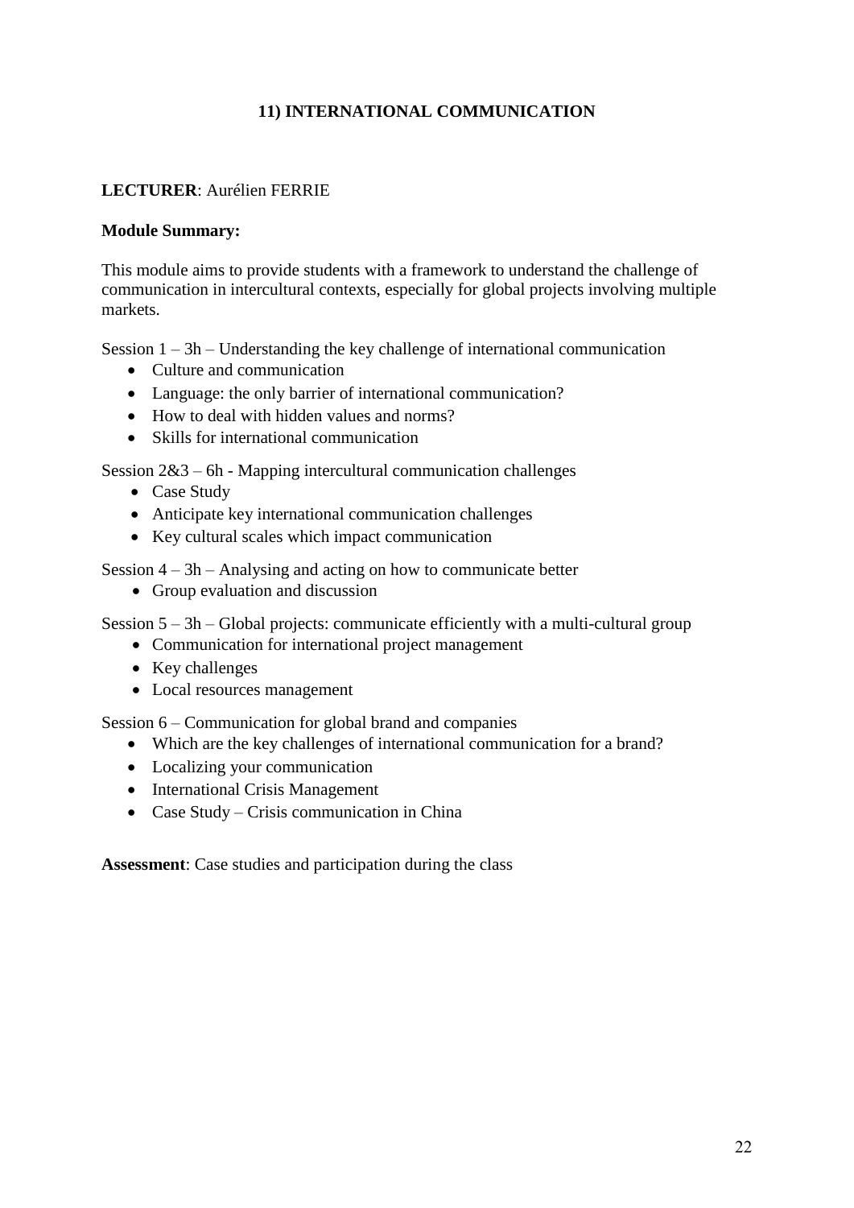## 11) INTERNATIONAL COMMUNICATION

**LECTURER**: Aurélien FERRIE

**Module Summary:**

This module aims to provide students with a framework to understand the challenge of communication in intercultural contexts, especially for global projects involving multiple markets.

Session 1 – 3h – Understanding the key challenge of international communication

- Culture and communication
- Language: the only barrier of international communication?
- How to deal with hidden values and norms?
- Skills for international communication

Session 2&3 – 6h - Mapping intercultural communication challenges

- Case Study
- Anticipate key international communication challenges
- Key cultural scales which impact communication

Session 4 – 3h – Analysing and acting on how to communicate better

- Group evaluation and discussion

Session 5 – 3h – Global projects: communicate efficiently with a multi-cultural group

- Communication for international project management
- Key challenges
- Local resources management

Session 6 – Communication for global brand and companies

- Which are the key challenges of international communication for a brand?
- Localizing your communication
- International Crisis Management
- Case Study – Crisis communication in China

**Assessment**: Case studies and participation during the class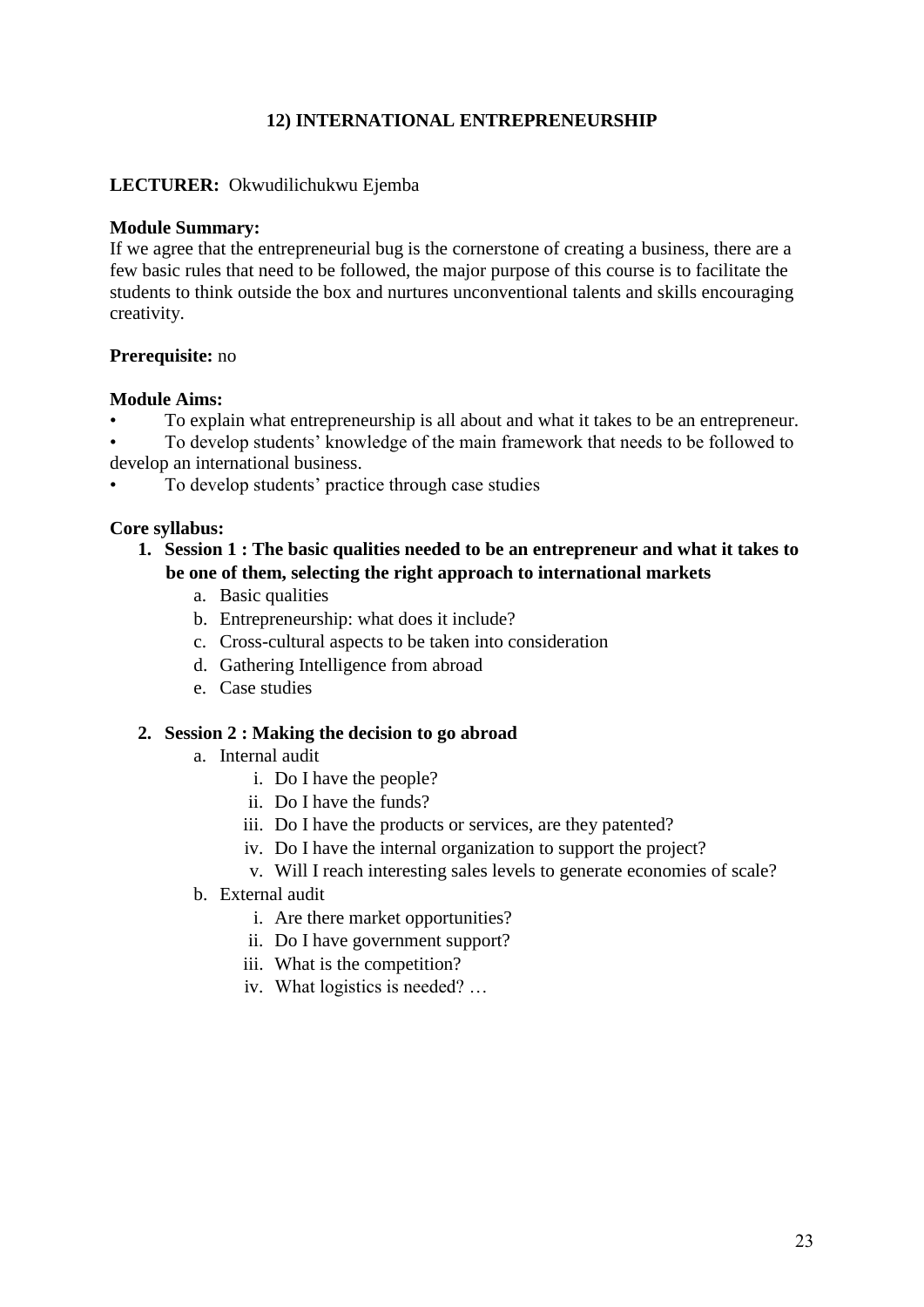## 12) INTERNATIONAL ENTREPRENEURSHIP

**LECTURER:** Okwudilichukwu Ejemba

**Module Summary:**
If we agree that the entrepreneurial bug is the cornerstone of creating a business, there are a few basic rules that need to be followed, the major purpose of this course is to facilitate the students to think outside the box and nurtures unconventional talents and skills encouraging creativity.

**Prerequisite:** no

**Module Aims:**

- To explain what entrepreneurship is all about and what it takes to be an entrepreneur.
- To develop students' knowledge of the main framework that needs to be followed to develop an international business.
- To develop students' practice through case studies

**Core syllabus:**

1. **Session 1 : The basic qualities needed to be an entrepreneur and what it takes to be one of them, selecting the right approach to international markets**
   a. Basic qualities
   b. Entrepreneurship: what does it include?
   c. Cross-cultural aspects to be taken into consideration
   d. Gathering Intelligence from abroad
   e. Case studies

2. **Session 2 : Making the decision to go abroad**
   a. Internal audit
      i. Do I have the people?
      ii. Do I have the funds?
      iii. Do I have the products or services, are they patented?
      iv. Do I have the internal organization to support the project?
      v. Will I reach interesting sales levels to generate economies of scale?
   b. External audit
      i. Are there market opportunities?
      ii. Do I have government support?
      iii. What is the competition?
      iv. What logistics is needed? …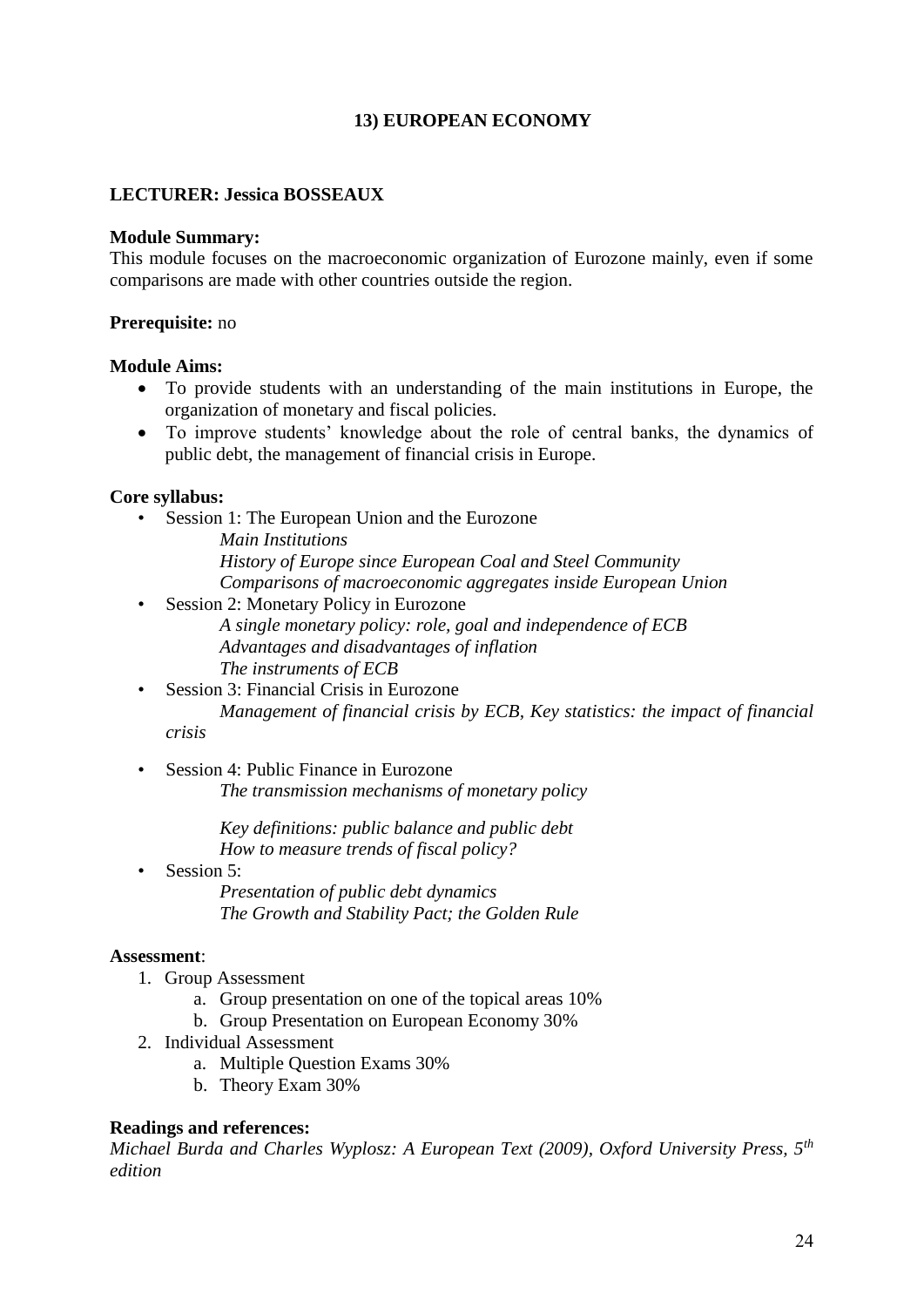## 13) EUROPEAN ECONOMY

**LECTURER: Jessica BOSSEAUX**

**Module Summary:**
This module focuses on the macroeconomic organization of Eurozone mainly, even if some comparisons are made with other countries outside the region.

**Prerequisite:** no

**Module Aims:**

- To provide students with an understanding of the main institutions in Europe, the organization of monetary and fiscal policies.
- To improve students' knowledge about the role of central banks, the dynamics of public debt, the management of financial crisis in Europe.

**Core syllabus:**

- Session 1: The European Union and the Eurozone
  *Main Institutions*
  *History of Europe since European Coal and Steel Community*
  *Comparisons of macroeconomic aggregates inside European Union*
- Session 2: Monetary Policy in Eurozone
  *A single monetary policy: role, goal and independence of ECB*
  *Advantages and disadvantages of inflation*
  *The instruments of ECB*
- Session 3: Financial Crisis in Eurozone
  *Management of financial crisis by ECB, Key statistics: the impact of financial crisis*
- Session 4: Public Finance in Eurozone
  *The transmission mechanisms of monetary policy*

  *Key definitions: public balance and public debt*
  *How to measure trends of fiscal policy?*
- Session 5:
  *Presentation of public debt dynamics*
  *The Growth and Stability Pact; the Golden Rule*

**Assessment**:

1. Group Assessment
   a. Group presentation on one of the topical areas 10%
   b. Group Presentation on European Economy 30%
2. Individual Assessment
   a. Multiple Question Exams 30%
   b. Theory Exam 30%

**Readings and references:**
*Michael Burda and Charles Wyplosz: A European Text (2009), Oxford University Press, 5th edition*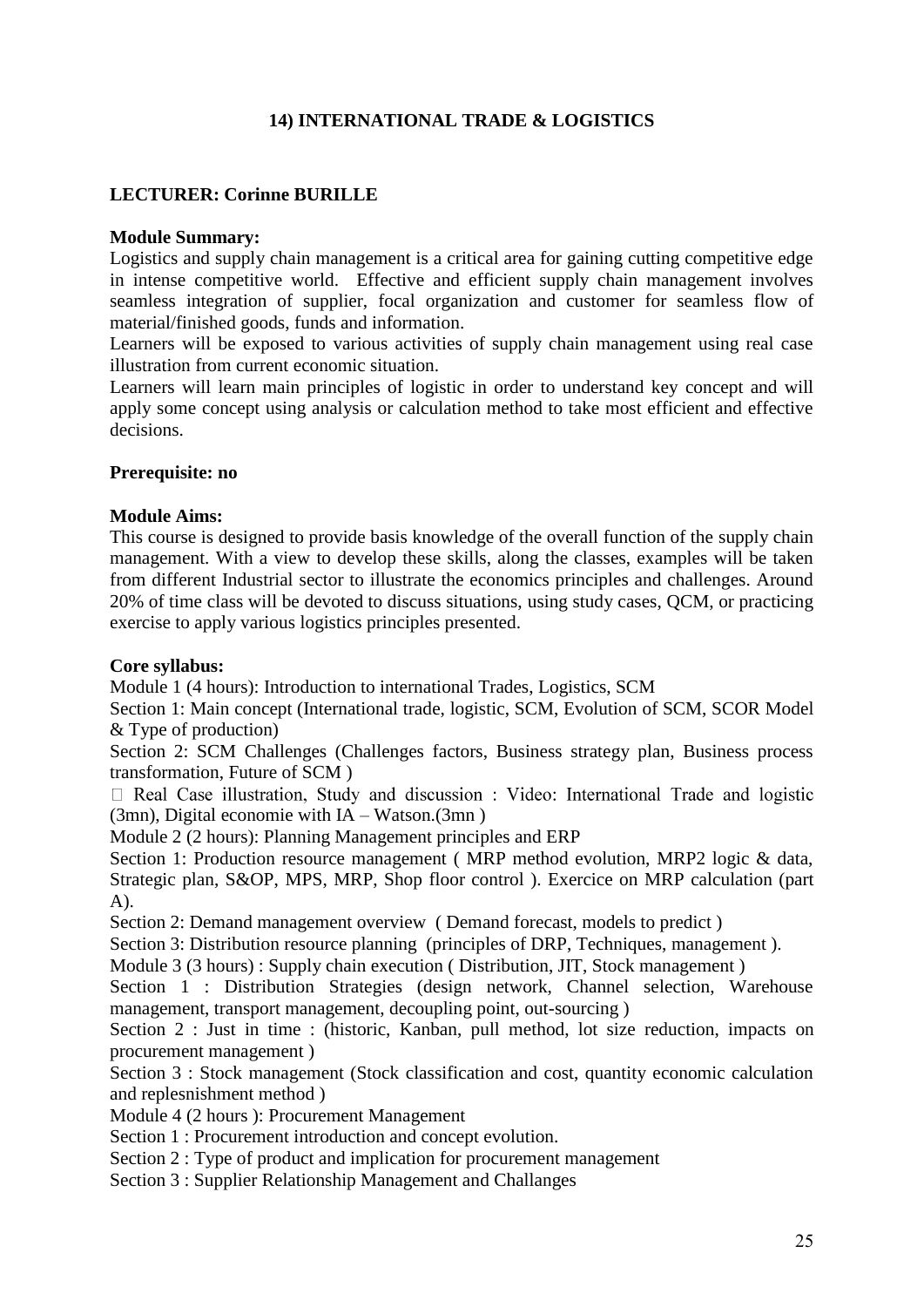## 14) INTERNATIONAL TRADE & LOGISTICS

**LECTURER: Corinne BURILLE**

**Module Summary:**
Logistics and supply chain management is a critical area for gaining cutting competitive edge in intense competitive world. Effective and efficient supply chain management involves seamless integration of supplier, focal organization and customer for seamless flow of material/finished goods, funds and information.
Learners will be exposed to various activities of supply chain management using real case illustration from current economic situation.
Learners will learn main principles of logistic in order to understand key concept and will apply some concept using analysis or calculation method to take most efficient and effective decisions.

**Prerequisite: no**

**Module Aims:**
This course is designed to provide basis knowledge of the overall function of the supply chain management. With a view to develop these skills, along the classes, examples will be taken from different Industrial sector to illustrate the economics principles and challenges. Around 20% of time class will be devoted to discuss situations, using study cases, QCM, or practicing exercise to apply various logistics principles presented.

**Core syllabus:**
Module 1 (4 hours): Introduction to international Trades, Logistics, SCM
Section 1: Main concept (International trade, logistic, SCM, Evolution of SCM, SCOR Model & Type of production)
Section 2: SCM Challenges (Challenges factors, Business strategy plan, Business process transformation, Future of SCM )
 Real Case illustration, Study and discussion : Video: International Trade and logistic (3mn), Digital economie with IA – Watson.(3mn )
Module 2 (2 hours): Planning Management principles and ERP
Section 1: Production resource management ( MRP method evolution, MRP2 logic & data, Strategic plan, S&OP, MPS, MRP, Shop floor control ). Exercice on MRP calculation (part A).
Section 2: Demand management overview ( Demand forecast, models to predict )
Section 3: Distribution resource planning (principles of DRP, Techniques, management ).
Module 3 (3 hours) : Supply chain execution ( Distribution, JIT, Stock management )
Section 1 : Distribution Strategies (design network, Channel selection, Warehouse management, transport management, decoupling point, out-sourcing )
Section 2 : Just in time : (historic, Kanban, pull method, lot size reduction, impacts on procurement management )
Section 3 : Stock management (Stock classification and cost, quantity economic calculation and replesnishment method )
Module 4 (2 hours ): Procurement Management
Section 1 : Procurement introduction and concept evolution.
Section 2 : Type of product and implication for procurement management
Section 3 : Supplier Relationship Management and Challanges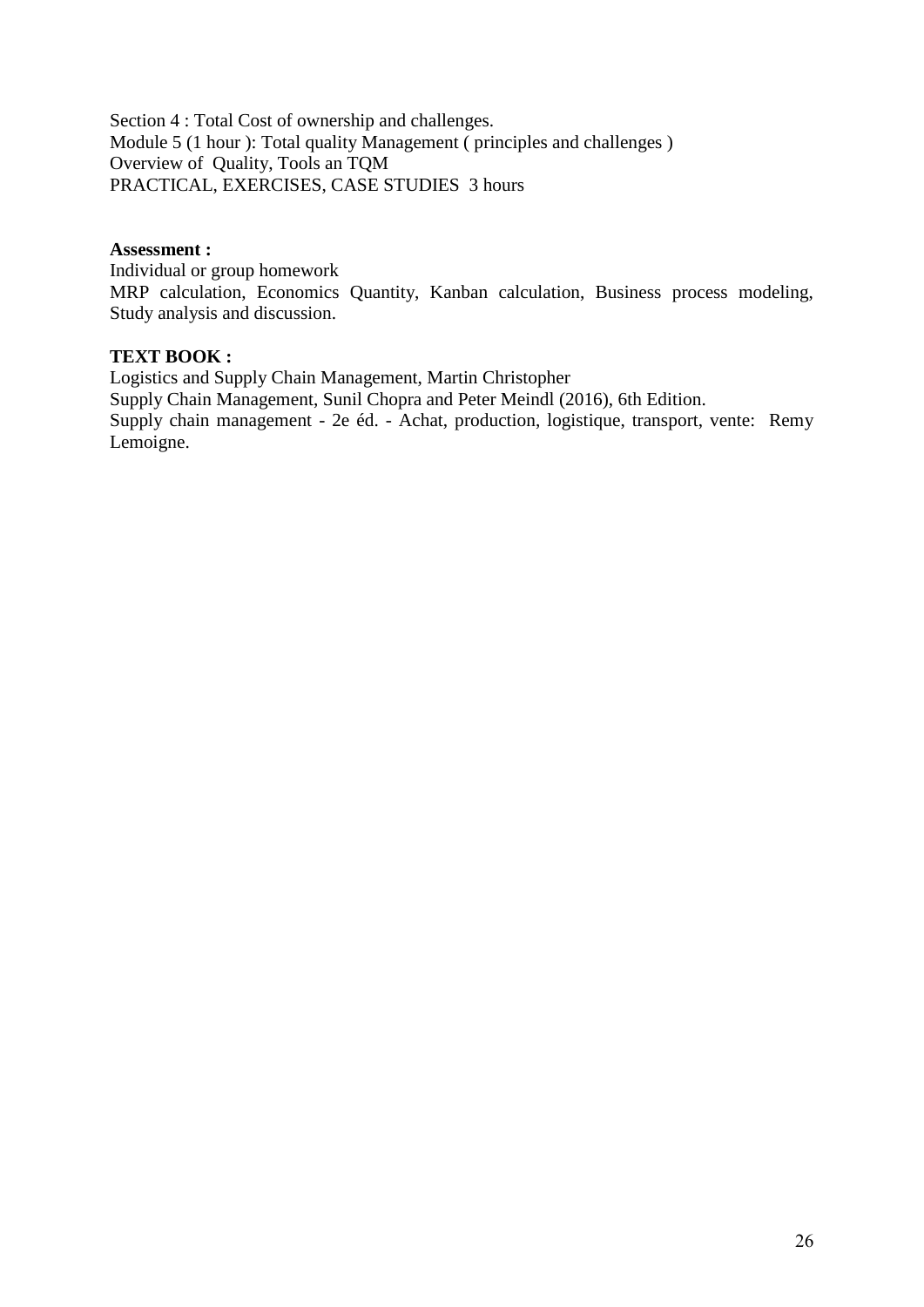Section 4 : Total Cost of ownership and challenges.
Module 5 (1 hour ): Total quality Management ( principles and challenges )
Overview of Quality, Tools an TQM
PRACTICAL, EXERCISES, CASE STUDIES 3 hours

**Assessment :**
Individual or group homework
MRP calculation, Economics Quantity, Kanban calculation, Business process modeling, Study analysis and discussion.

**TEXT BOOK :**
Logistics and Supply Chain Management, Martin Christopher
Supply Chain Management, Sunil Chopra and Peter Meindl (2016), 6th Edition.
Supply chain management - 2e éd. - Achat, production, logistique, transport, vente: Remy Lemoigne.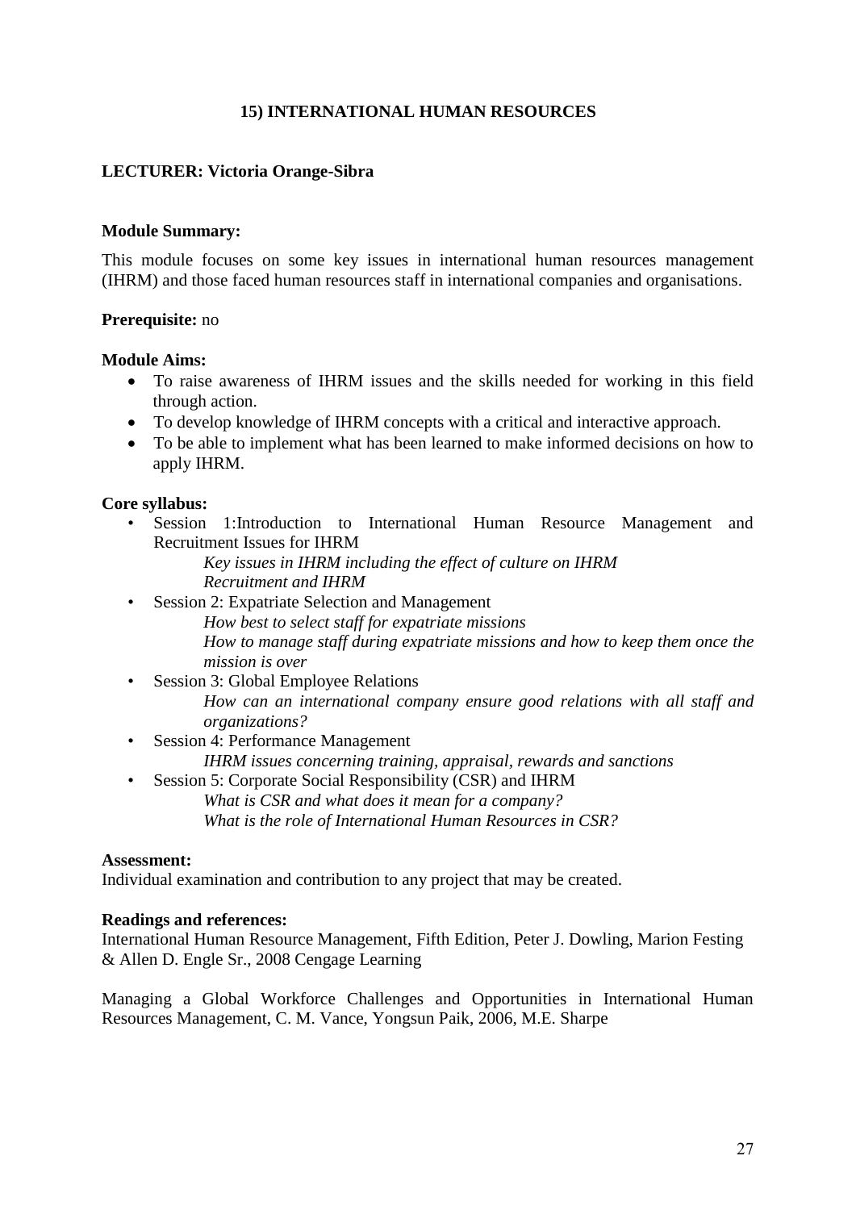## 15) INTERNATIONAL HUMAN RESOURCES

**LECTURER: Victoria Orange-Sibra**

**Module Summary:**

This module focuses on some key issues in international human resources management (IHRM) and those faced human resources staff in international companies and organisations.

**Prerequisite:** no

**Module Aims:**

- To raise awareness of IHRM issues and the skills needed for working in this field through action.
- To develop knowledge of IHRM concepts with a critical and interactive approach.
- To be able to implement what has been learned to make informed decisions on how to apply IHRM.

**Core syllabus:**

- Session 1:Introduction to International Human Resource Management and Recruitment Issues for IHRM
  - *Key issues in IHRM including the effect of culture on IHRM*
  - *Recruitment and IHRM*
- Session 2: Expatriate Selection and Management
  - *How best to select staff for expatriate missions*
  - *How to manage staff during expatriate missions and how to keep them once the mission is over*
- Session 3: Global Employee Relations
  - *How can an international company ensure good relations with all staff and organizations?*
- Session 4: Performance Management
  - *IHRM issues concerning training, appraisal, rewards and sanctions*
- Session 5: Corporate Social Responsibility (CSR) and IHRM
  - *What is CSR and what does it mean for a company?*
  - *What is the role of International Human Resources in CSR?*

**Assessment:**

Individual examination and contribution to any project that may be created.

**Readings and references:**

International Human Resource Management, Fifth Edition, Peter J. Dowling, Marion Festing & Allen D. Engle Sr., 2008 Cengage Learning

Managing a Global Workforce Challenges and Opportunities in International Human Resources Management, C. M. Vance, Yongsun Paik, 2006, M.E. Sharpe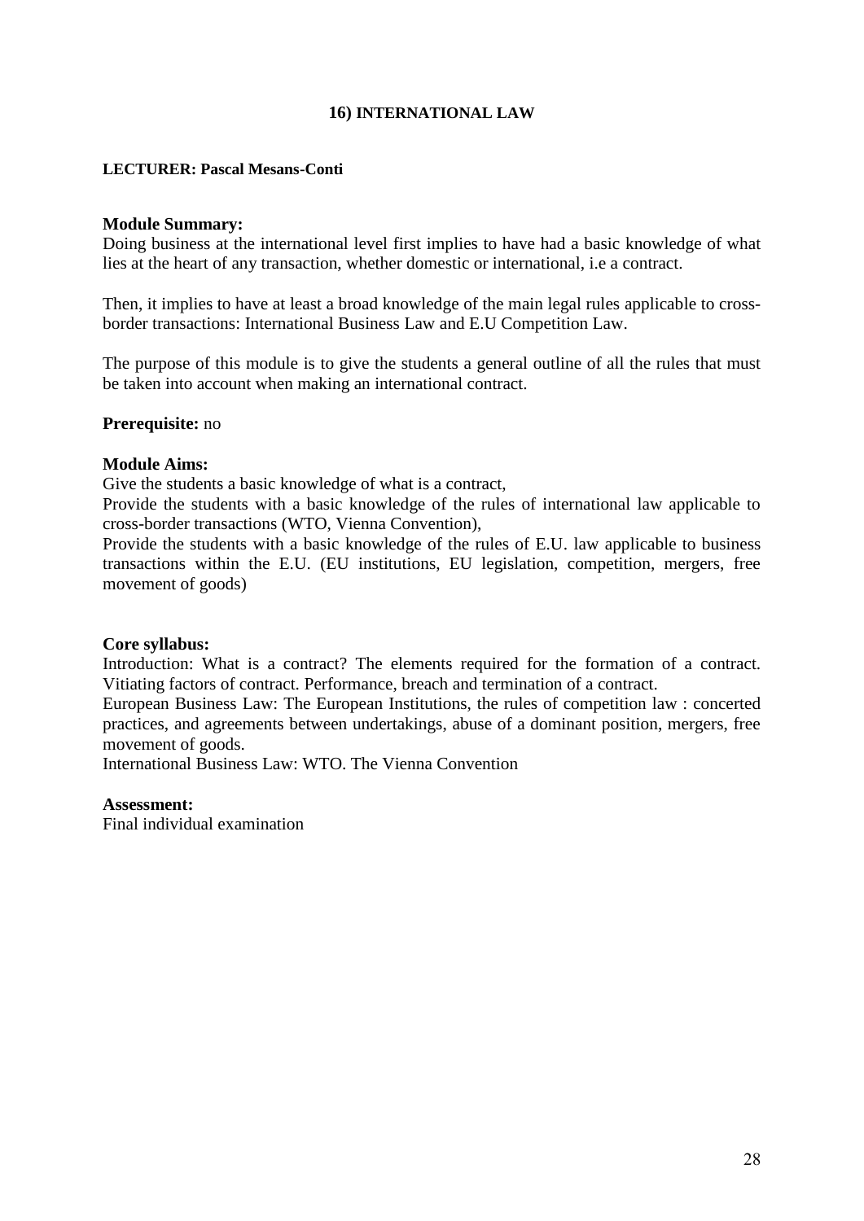## 16) INTERNATIONAL LAW

**LECTURER: Pascal Mesans-Conti**

**Module Summary:**
Doing business at the international level first implies to have had a basic knowledge of what lies at the heart of any transaction, whether domestic or international, i.e a contract.

Then, it implies to have at least a broad knowledge of the main legal rules applicable to cross-border transactions: International Business Law and E.U Competition Law.

The purpose of this module is to give the students a general outline of all the rules that must be taken into account when making an international contract.

**Prerequisite:** no

**Module Aims:**
Give the students a basic knowledge of what is a contract,
Provide the students with a basic knowledge of the rules of international law applicable to cross-border transactions (WTO, Vienna Convention),
Provide the students with a basic knowledge of the rules of E.U. law applicable to business transactions within the E.U. (EU institutions, EU legislation, competition, mergers, free movement of goods)

**Core syllabus:**
Introduction: What is a contract? The elements required for the formation of a contract. Vitiating factors of contract. Performance, breach and termination of a contract.
European Business Law: The European Institutions, the rules of competition law : concerted practices, and agreements between undertakings, abuse of a dominant position, mergers, free movement of goods.
International Business Law: WTO. The Vienna Convention

**Assessment:**
Final individual examination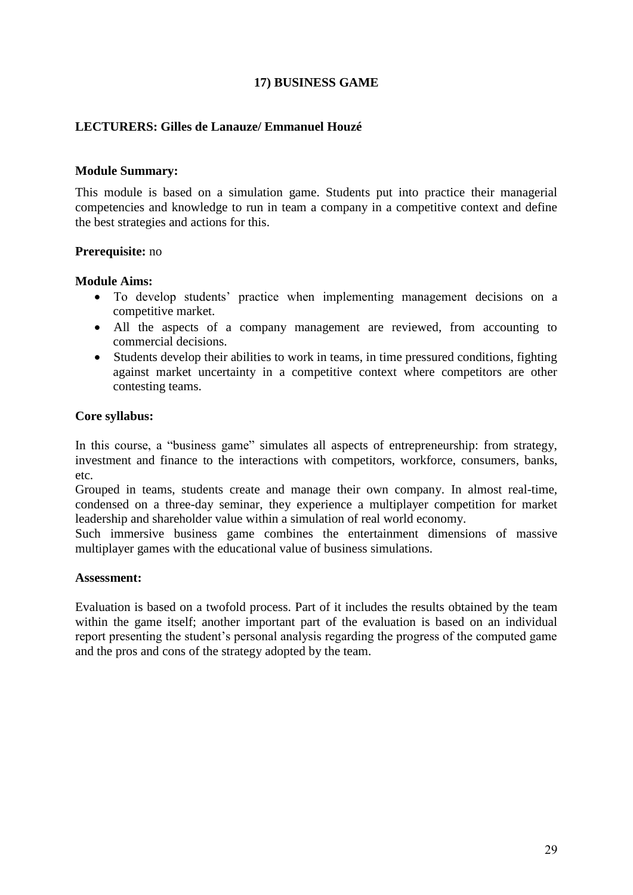## 17) BUSINESS GAME

**LECTURERS: Gilles de Lanauze/ Emmanuel Houzé**

**Module Summary:**

This module is based on a simulation game. Students put into practice their managerial competencies and knowledge to run in team a company in a competitive context and define the best strategies and actions for this.

**Prerequisite:** no

**Module Aims:**

- To develop students' practice when implementing management decisions on a competitive market.
- All the aspects of a company management are reviewed, from accounting to commercial decisions.
- Students develop their abilities to work in teams, in time pressured conditions, fighting against market uncertainty in a competitive context where competitors are other contesting teams.

**Core syllabus:**

In this course, a "business game" simulates all aspects of entrepreneurship: from strategy, investment and finance to the interactions with competitors, workforce, consumers, banks, etc.

Grouped in teams, students create and manage their own company. In almost real-time, condensed on a three-day seminar, they experience a multiplayer competition for market leadership and shareholder value within a simulation of real world economy.

Such immersive business game combines the entertainment dimensions of massive multiplayer games with the educational value of business simulations.

**Assessment:**

Evaluation is based on a twofold process. Part of it includes the results obtained by the team within the game itself; another important part of the evaluation is based on an individual report presenting the student's personal analysis regarding the progress of the computed game and the pros and cons of the strategy adopted by the team.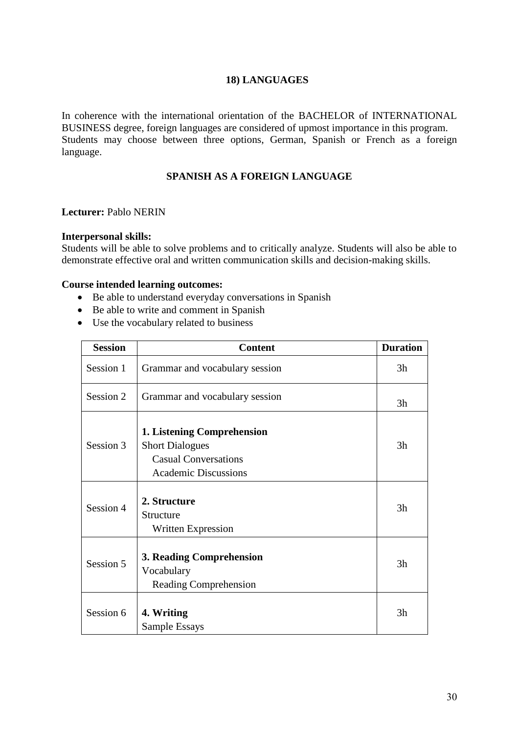## 18) LANGUAGES

In coherence with the international orientation of the BACHELOR of INTERNATIONAL BUSINESS degree, foreign languages are considered of upmost importance in this program. Students may choose between three options, German, Spanish or French as a foreign language.

### SPANISH AS A FOREIGN LANGUAGE

**Lecturer:** Pablo NERIN

**Interpersonal skills:**
Students will be able to solve problems and to critically analyze. Students will also be able to demonstrate effective oral and written communication skills and decision-making skills.

**Course intended learning outcomes:**

- Be able to understand everyday conversations in Spanish
- Be able to write and comment in Spanish
- Use the vocabulary related to business

| Session | Content | Duration |
|---|---|---|
| Session 1 | Grammar and vocabulary session | 3h |
| Session 2 | Grammar and vocabulary session | 3h |
| Session 3 | **1. Listening Comprehension**<br>Short Dialogues<br>Casual Conversations<br>Academic Discussions | 3h |
| Session 4 | **2. Structure**<br>Structure<br>Written Expression | 3h |
| Session 5 | **3. Reading Comprehension**<br>Vocabulary<br>Reading Comprehension | 3h |
| Session 6 | **4. Writing**<br>Sample Essays | 3h |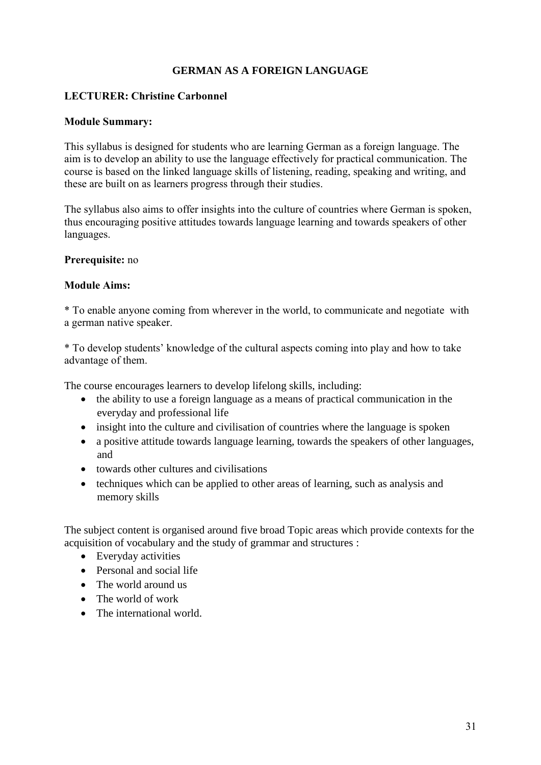# GERMAN AS A FOREIGN LANGUAGE

**LECTURER: Christine Carbonnel**

**Module Summary:**

This syllabus is designed for students who are learning German as a foreign language. The aim is to develop an ability to use the language effectively for practical communication. The course is based on the linked language skills of listening, reading, speaking and writing, and these are built on as learners progress through their studies.

The syllabus also aims to offer insights into the culture of countries where German is spoken, thus encouraging positive attitudes towards language learning and towards speakers of other languages.

**Prerequisite:** no

**Module Aims:**

* To enable anyone coming from wherever in the world, to communicate and negotiate with a german native speaker.

* To develop students' knowledge of the cultural aspects coming into play and how to take advantage of them.

The course encourages learners to develop lifelong skills, including:

- the ability to use a foreign language as a means of practical communication in the everyday and professional life
- insight into the culture and civilisation of countries where the language is spoken
- a positive attitude towards language learning, towards the speakers of other languages, and
- towards other cultures and civilisations
- techniques which can be applied to other areas of learning, such as analysis and memory skills

The subject content is organised around five broad Topic areas which provide contexts for the acquisition of vocabulary and the study of grammar and structures :

- Everyday activities
- Personal and social life
- The world around us
- The world of work
- The international world.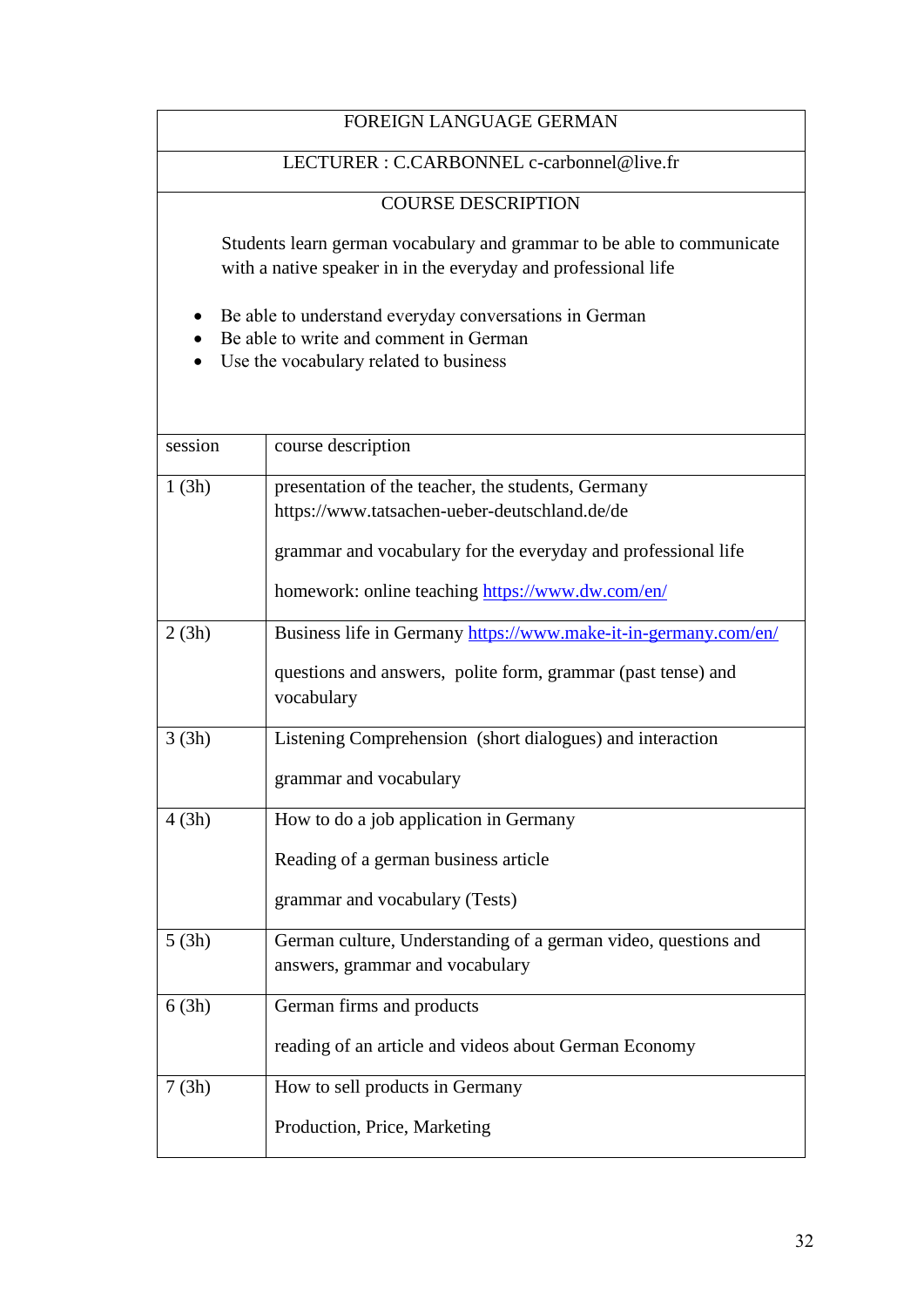# FOREIGN LANGUAGE GERMAN

LECTURER : C.CARBONNEL c-carbonnel@live.fr

## COURSE DESCRIPTION

Students learn german vocabulary and grammar to be able to communicate with a native speaker in in the everyday and professional life

- Be able to understand everyday conversations in German
- Be able to write and comment in German
- Use the vocabulary related to business

| session | course description |
|---|---|
| 1 (3h) | presentation of the teacher, the students, Germany https://www.tatsachen-ueber-deutschland.de/de<br><br>grammar and vocabulary for the everyday and professional life<br><br>homework: online teaching https://www.dw.com/en/ |
| 2 (3h) | Business life in Germany https://www.make-it-in-germany.com/en/<br><br>questions and answers, polite form, grammar (past tense) and vocabulary |
| 3 (3h) | Listening Comprehension (short dialogues) and interaction<br><br>grammar and vocabulary |
| 4 (3h) | How to do a job application in Germany<br><br>Reading of a german business article<br><br>grammar and vocabulary (Tests) |
| 5 (3h) | German culture, Understanding of a german video, questions and answers, grammar and vocabulary |
| 6 (3h) | German firms and products<br><br>reading of an article and videos about German Economy |
| 7 (3h) | How to sell products in Germany<br><br>Production, Price, Marketing |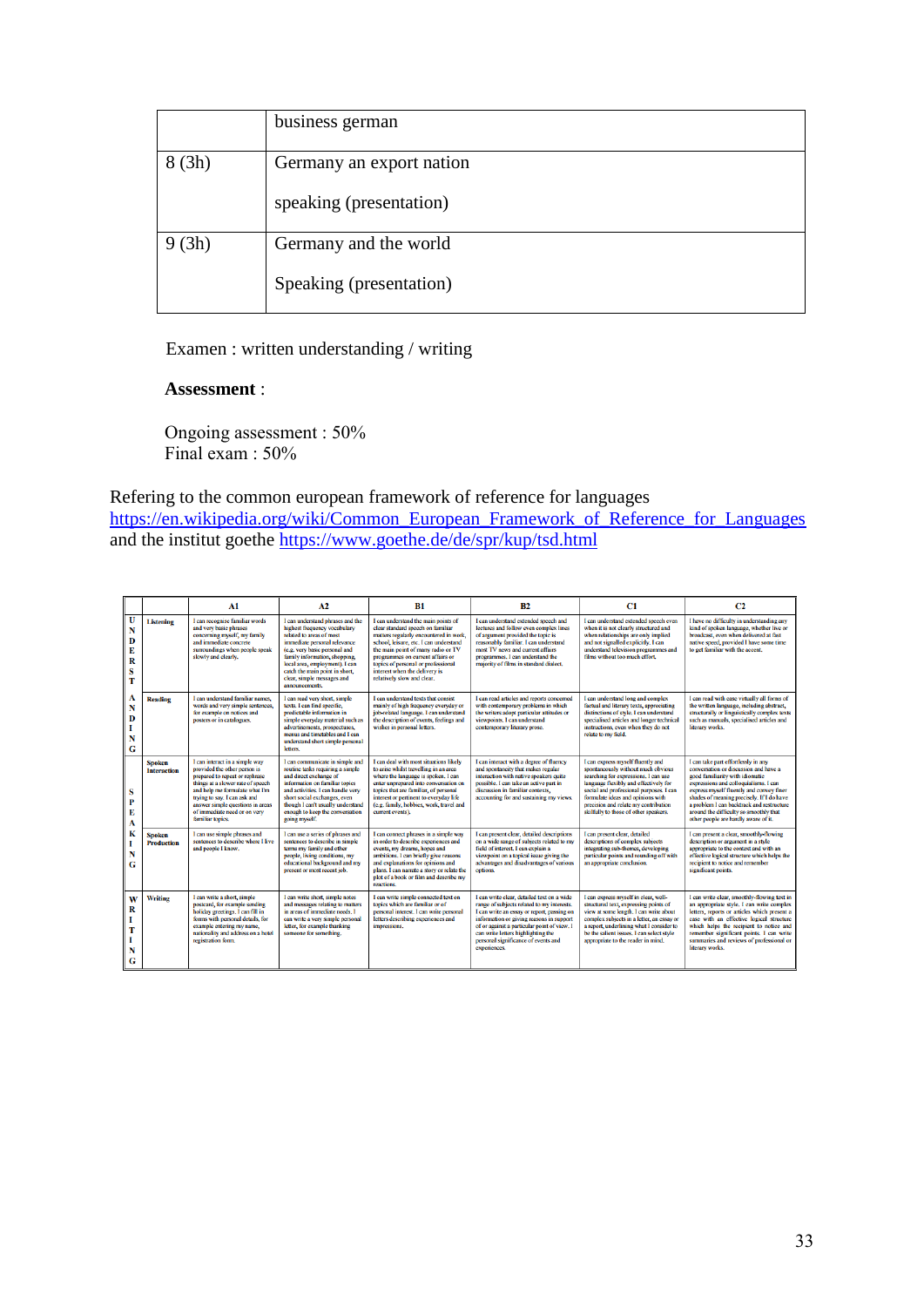| | business german |
|---|---|
| 8 (3h) | Germany an export nation<br><br>speaking (presentation) |
| 9 (3h) | Germany and the world<br><br>Speaking (presentation) |

Examen : written understanding / writing

**Assessment** :

Ongoing assessment : 50%
Final exam : 50%

Refering to the common european framework of reference for languages https://en.wikipedia.org/wiki/Common_European_Framework_of_Reference_for_Languages and the institut goethe https://www.goethe.de/de/spr/kup/tsd.html

| | | A1 | A2 | B1 | B2 | C1 | C2 |
|---|---|---|---|---|---|---|---|
| UNDERSTANDING | **Listening** | I can recognise familiar words and very basic phrases concerning myself, my family and immediate concrete surroundings when people speak slowly and clearly. | I can understand phrases and the highest frequency vocabulary related to areas of most immediate personal relevance (e.g. very basic personal and family information, shopping, local area, employment). I can catch the main point in short, clear, simple messages and announcements. | I can understand the main points of clear standard speech on familiar matters regularly encountered in work, school, leisure, etc. I can understand the main point of many radio or TV programmes on current affairs or topics of personal or professional interest when the delivery is relatively slow and clear. | I can understand extended speech and lectures and follow even complex lines of argument provided the topic is reasonably familiar. I can understand most TV news and current affairs programmes. I can understand the majority of films in standard dialect. | I can understand extended speech even when it is not clearly structured and when relationships are only implied and not signalled explicitly. I can understand television programmes and films without too much effort. | I have no difficulty in understanding any kind of spoken language, whether live or broadcast, even when delivered at fast native speed, provided I have some time to get familiar with the accent. |
| | **Reading** | I can understand familiar names, words and very simple sentences, for example on notices and posters or in catalogues. | I can read very short, simple texts. I can find specific, predictable information in simple everyday material such as advertisements, prospectuses, menus and timetables and I can understand short simple personal letters. | I can understand texts that consist mainly of high frequency everyday or job-related language. I can understand the description of events, feelings and wishes in personal letters. | I can read articles and reports concerned with contemporary problems in which the writers adopt particular attitudes or viewpoints. I can understand contemporary literary prose. | I can understand long and complex factual and literary texts, appreciating distinctions of style. I can understand specialised articles and longer technical instructions, even when they do not relate to my field. | I can read with ease virtually all forms of the written language, including abstract, structurally or linguistically complex texts such as manuals, specialised articles and literary works. |
| SPEAKING | **Spoken Interaction** | I can interact in a simple way provided the other person is prepared to repeat or rephrase things at a slower rate of speech and help me formulate what I'm trying to say. I can ask and answer simple questions in areas of immediate need or on very familiar topics. | I can communicate in simple and routine tasks requiring a simple and direct exchange of information on familiar topics and activities. I can handle very short social exchanges, even though I can't usually understand enough to keep the conversation going myself. | I can deal with most situations likely to arise whilst travelling in an area where the language is spoken. I can enter unprepared into conversation on topics that are familiar, of personal interest or pertinent to everyday life (e.g. family, hobbies, work, travel and current events). | I can interact with a degree of fluency and spontaneity that makes regular interaction with native speakers quite possible. I can take an active part in discussion in familiar contexts, accounting for and sustaining my views. | I can express myself fluently and spontaneously without much obvious searching for expressions. I can use language flexibly and effectively for social and professional purposes. I can formulate ideas and opinions with precision and relate my contribution skilfully to those of other speakers. | I can take part effortlessly in any conversation or discussion and have a good familiarity with idiomatic expressions and colloquialisms. I can express myself fluently and convey finer shades of meaning precisely. If I do have a problem I can backtrack and restructure around the difficulty so smoothly that other people are hardly aware of it. |
| | **Spoken Production** | I can use simple phrases and sentences to describe where I live and people I know. | I can use a series of phrases and sentences to describe in simple terms my family and other people, living conditions, my educational background and my present or most recent job. | I can connect phrases in a simple way in order to describe experiences and events, my dreams, hopes and ambitions. I can briefly give reasons and explanations for opinions and plans. I can narrate a story or relate the plot of a book or film and describe my reactions. | I can present clear, detailed descriptions on a wide range of subjects related to my field of interest. I can explain a viewpoint on a topical issue giving the advantages and disadvantages of various options. | I can present clear, detailed descriptions of complex subjects integrating sub-themes, developing particular points and rounding off with an appropriate conclusion. | I can present a clear, smoothly-flowing description or argument in a style appropriate to the context and with an effective logical structure which helps the recipient to notice and remember significant points. |
| WRITING | **Writing** | I can write a short, simple postcard, for example sending holiday greetings. I can fill in forms with personal details, for example entering my name, nationality and address on a hotel registration form. | I can write short, simple notes and messages relating to matters in areas of immediate needs. I can write a very simple personal letter, for example thanking someone for something. | I can write simple connected text on topics which are familiar or of personal interest. I can write personal letters describing experiences and impressions. | I can write clear, detailed text on a wide range of subjects related to my interests. I can write an essay or report, passing on information or giving reasons in support of or against a particular point of view. I can write letters highlighting the personal significance of events and experiences. | I can express myself in clear, well-structured text, expressing points of view at some length. I can write about complex subjects in a letter, an essay or a report, underlining what I consider to be the salient issues. I can select style appropriate to the reader in mind. | I can write clear, smoothly-flowing text in an appropriate style. I can write complex letters, reports or articles which present a case with an effective logical structure which helps the recipient to notice and remember significant points. I can write summaries and reviews of professional or literary works. |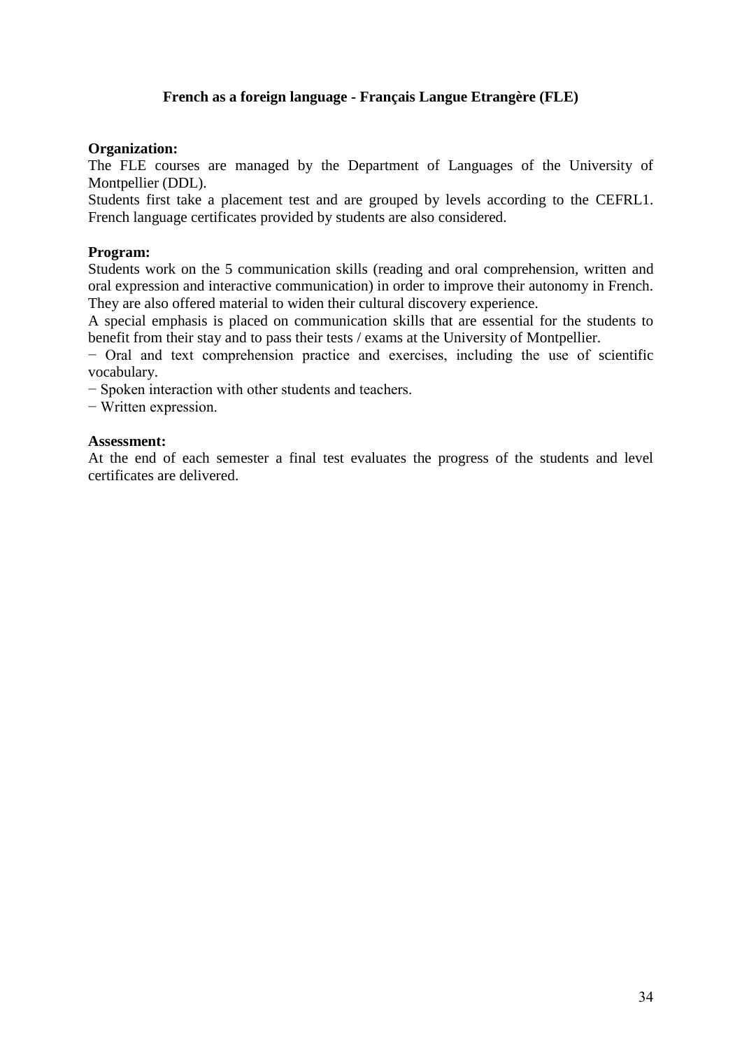# French as a foreign language - Français Langue Etrangère (FLE)

**Organization:**

The FLE courses are managed by the Department of Languages of the University of Montpellier (DDL).

Students first take a placement test and are grouped by levels according to the CEFRL1. French language certificates provided by students are also considered.

**Program:**

Students work on the 5 communication skills (reading and oral comprehension, written and oral expression and interactive communication) in order to improve their autonomy in French. They are also offered material to widen their cultural discovery experience.

A special emphasis is placed on communication skills that are essential for the students to benefit from their stay and to pass their tests / exams at the University of Montpellier.

− Oral and text comprehension practice and exercises, including the use of scientific vocabulary.

− Spoken interaction with other students and teachers.

− Written expression.

**Assessment:**

At the end of each semester a final test evaluates the progress of the students and level certificates are delivered.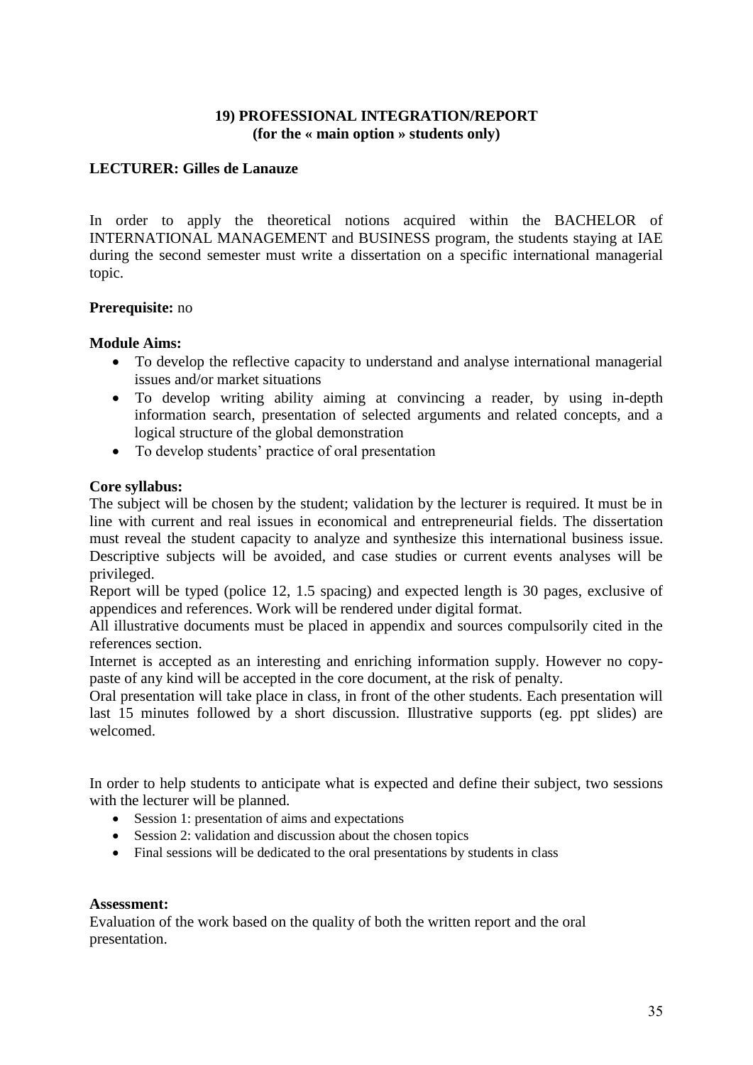## 19) PROFESSIONAL INTEGRATION/REPORT
**(for the « main option » students only)**

**LECTURER: Gilles de Lanauze**

In order to apply the theoretical notions acquired within the BACHELOR of INTERNATIONAL MANAGEMENT and BUSINESS program, the students staying at IAE during the second semester must write a dissertation on a specific international managerial topic.

**Prerequisite:** no

**Module Aims:**

- To develop the reflective capacity to understand and analyse international managerial issues and/or market situations
- To develop writing ability aiming at convincing a reader, by using in-depth information search, presentation of selected arguments and related concepts, and a logical structure of the global demonstration
- To develop students' practice of oral presentation

**Core syllabus:**

The subject will be chosen by the student; validation by the lecturer is required. It must be in line with current and real issues in economical and entrepreneurial fields. The dissertation must reveal the student capacity to analyze and synthesize this international business issue. Descriptive subjects will be avoided, and case studies or current events analyses will be privileged.

Report will be typed (police 12, 1.5 spacing) and expected length is 30 pages, exclusive of appendices and references. Work will be rendered under digital format.

All illustrative documents must be placed in appendix and sources compulsorily cited in the references section.

Internet is accepted as an interesting and enriching information supply. However no copy-paste of any kind will be accepted in the core document, at the risk of penalty.

Oral presentation will take place in class, in front of the other students. Each presentation will last 15 minutes followed by a short discussion. Illustrative supports (eg. ppt slides) are welcomed.

In order to help students to anticipate what is expected and define their subject, two sessions with the lecturer will be planned.

- Session 1: presentation of aims and expectations
- Session 2: validation and discussion about the chosen topics
- Final sessions will be dedicated to the oral presentations by students in class

**Assessment:**

Evaluation of the work based on the quality of both the written report and the oral presentation.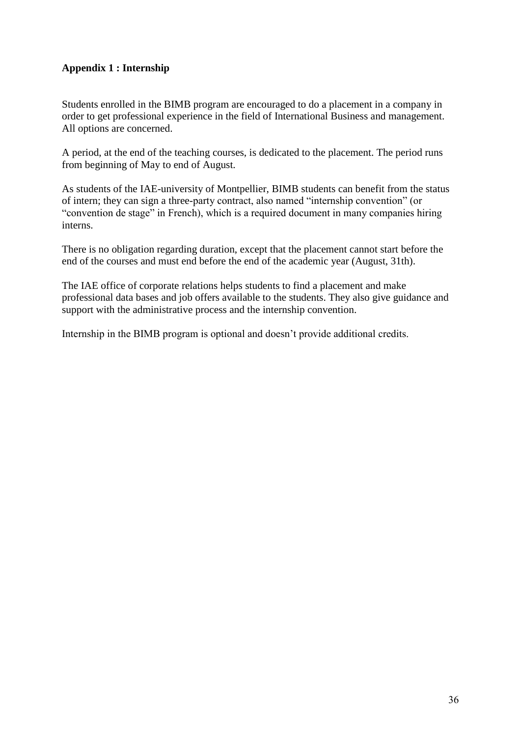**Appendix 1 : Internship**

Students enrolled in the BIMB program are encouraged to do a placement in a company in order to get professional experience in the field of International Business and management. All options are concerned.

A period, at the end of the teaching courses, is dedicated to the placement. The period runs from beginning of May to end of August.

As students of the IAE-university of Montpellier, BIMB students can benefit from the status of intern; they can sign a three-party contract, also named "internship convention" (or "convention de stage" in French), which is a required document in many companies hiring interns.

There is no obligation regarding duration, except that the placement cannot start before the end of the courses and must end before the end of the academic year (August, 31th).

The IAE office of corporate relations helps students to find a placement and make professional data bases and job offers available to the students. They also give guidance and support with the administrative process and the internship convention.

Internship in the BIMB program is optional and doesn't provide additional credits.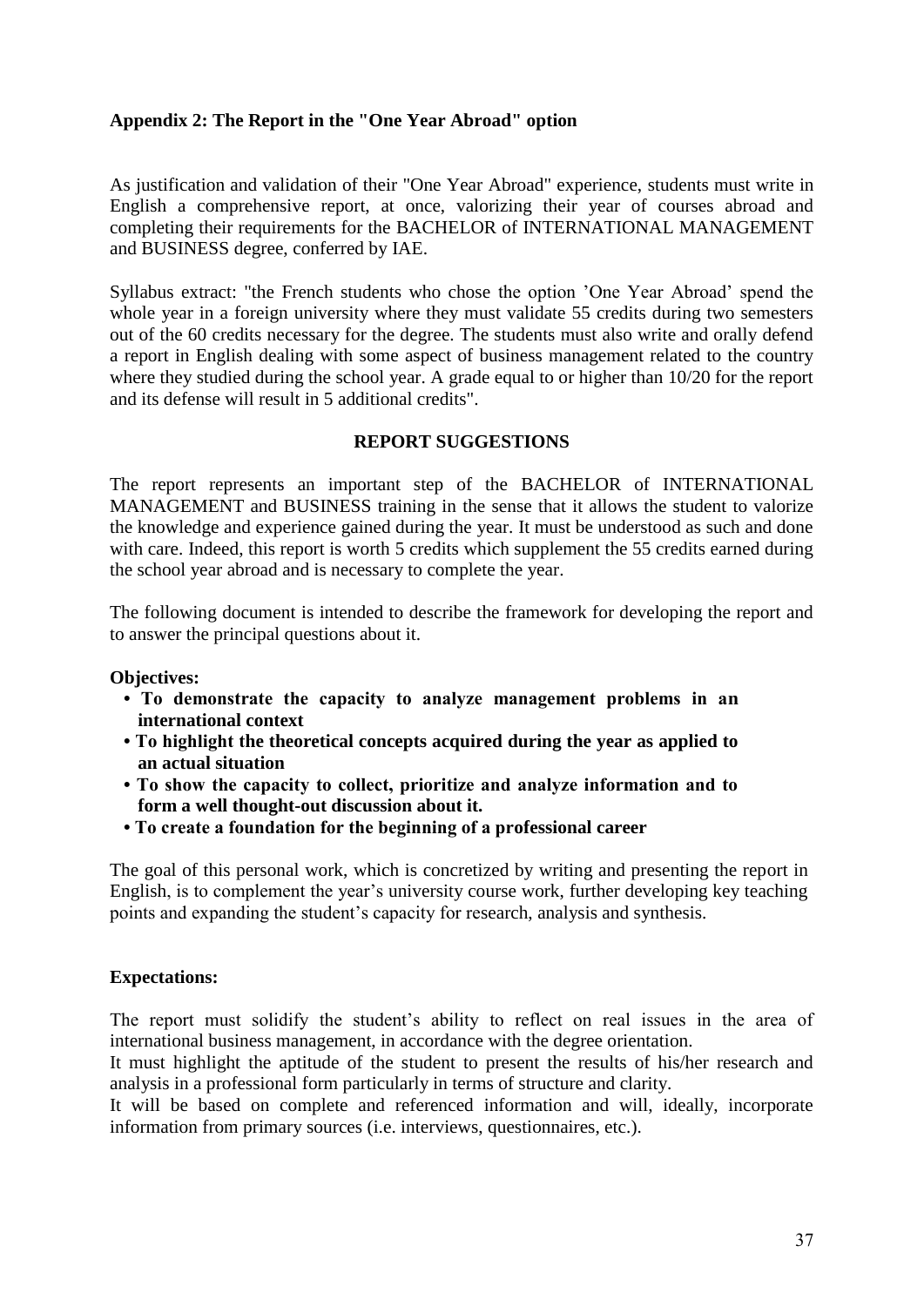## Appendix 2: The Report in the "One Year Abroad" option

As justification and validation of their "One Year Abroad" experience, students must write in English a comprehensive report, at once, valorizing their year of courses abroad and completing their requirements for the BACHELOR of INTERNATIONAL MANAGEMENT and BUSINESS degree, conferred by IAE.

Syllabus extract: "the French students who chose the option 'One Year Abroad' spend the whole year in a foreign university where they must validate 55 credits during two semesters out of the 60 credits necessary for the degree. The students must also write and orally defend a report in English dealing with some aspect of business management related to the country where they studied during the school year. A grade equal to or higher than 10/20 for the report and its defense will result in 5 additional credits".

### REPORT SUGGESTIONS

The report represents an important step of the BACHELOR of INTERNATIONAL MANAGEMENT and BUSINESS training in the sense that it allows the student to valorize the knowledge and experience gained during the year. It must be understood as such and done with care. Indeed, this report is worth 5 credits which supplement the 55 credits earned during the school year abroad and is necessary to complete the year.

The following document is intended to describe the framework for developing the report and to answer the principal questions about it.

**Objectives:**

- **To demonstrate the capacity to analyze management problems in an international context**
- **To highlight the theoretical concepts acquired during the year as applied to an actual situation**
- **To show the capacity to collect, prioritize and analyze information and to form a well thought-out discussion about it.**
- **To create a foundation for the beginning of a professional career**

The goal of this personal work, which is concretized by writing and presenting the report in English, is to complement the year's university course work, further developing key teaching points and expanding the student's capacity for research, analysis and synthesis.

**Expectations:**

The report must solidify the student's ability to reflect on real issues in the area of international business management, in accordance with the degree orientation.

It must highlight the aptitude of the student to present the results of his/her research and analysis in a professional form particularly in terms of structure and clarity.

It will be based on complete and referenced information and will, ideally, incorporate information from primary sources (i.e. interviews, questionnaires, etc.).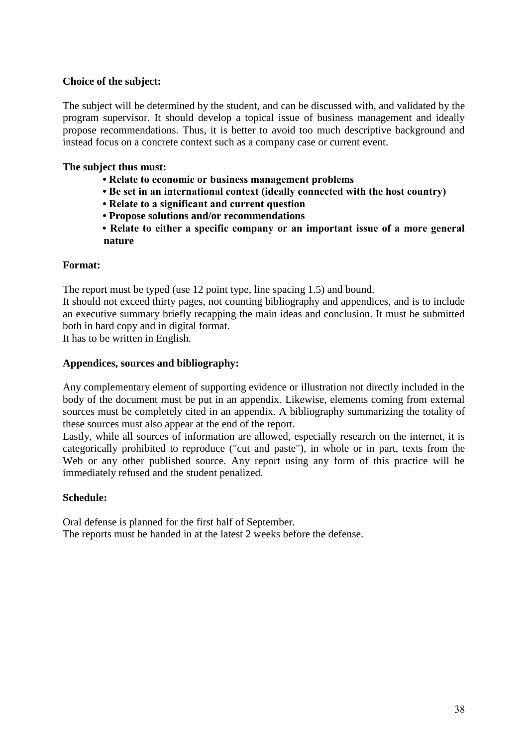**Choice of the subject:**

The subject will be determined by the student, and can be discussed with, and validated by the program supervisor. It should develop a topical issue of business management and ideally propose recommendations. Thus, it is better to avoid too much descriptive background and instead focus on a concrete context such as a company case or current event.

**The subject thus must:**

- **Relate to economic or business management problems**
- **Be set in an international context (ideally connected with the host country)**
- **Relate to a significant and current question**
- **Propose solutions and/or recommendations**
- **Relate to either a specific company or an important issue of a more general nature**

**Format:**

The report must be typed (use 12 point type, line spacing 1.5) and bound.
It should not exceed thirty pages, not counting bibliography and appendices, and is to include an executive summary briefly recapping the main ideas and conclusion. It must be submitted both in hard copy and in digital format.
It has to be written in English.

**Appendices, sources and bibliography:**

Any complementary element of supporting evidence or illustration not directly included in the body of the document must be put in an appendix. Likewise, elements coming from external sources must be completely cited in an appendix. A bibliography summarizing the totality of these sources must also appear at the end of the report.
Lastly, while all sources of information are allowed, especially research on the internet, it is categorically prohibited to reproduce ("cut and paste"), in whole or in part, texts from the Web or any other published source. Any report using any form of this practice will be immediately refused and the student penalized.

**Schedule:**

Oral defense is planned for the first half of September.
The reports must be handed in at the latest 2 weeks before the defense.